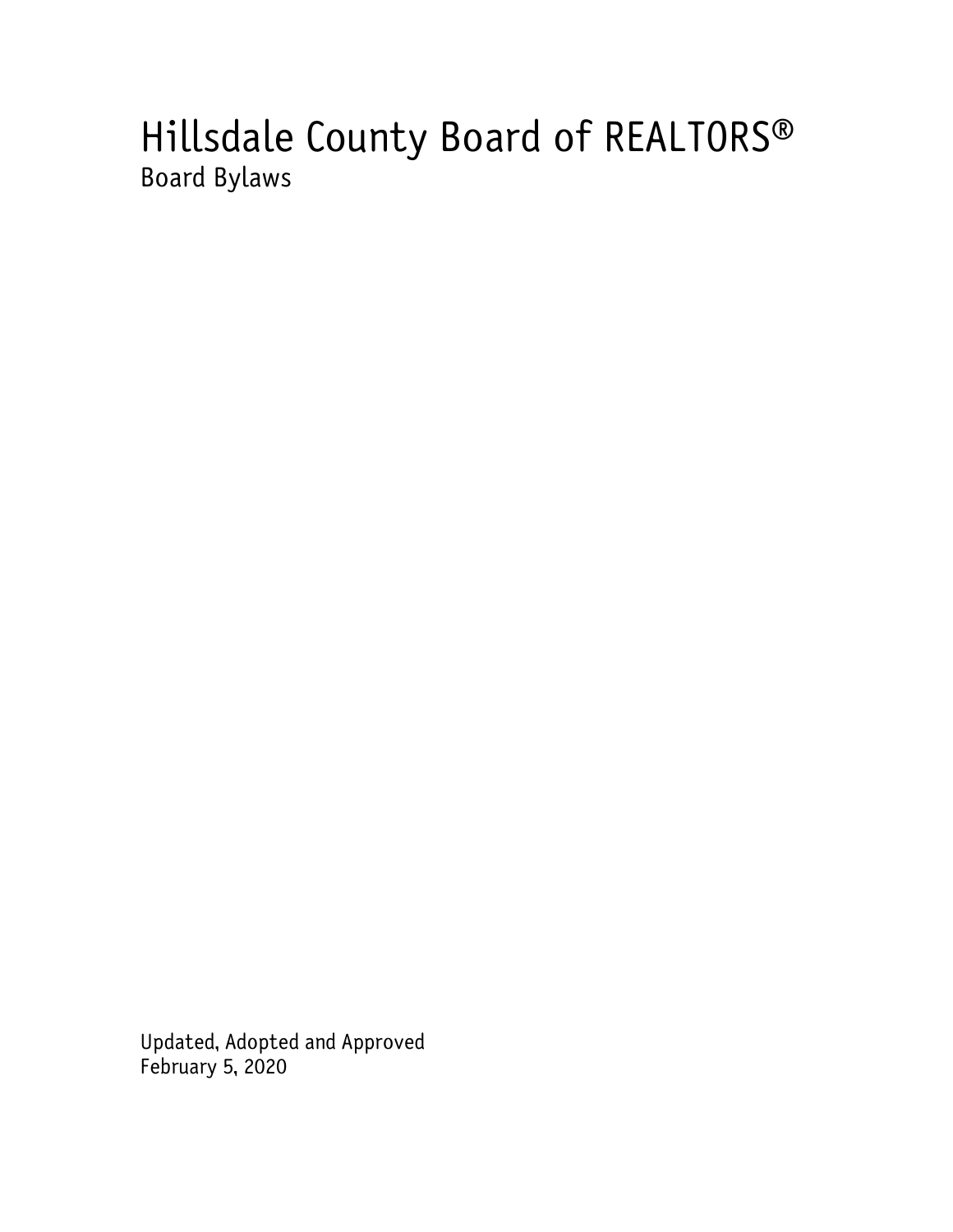# Hillsdale County Board of REALTORS®

## Board Bylaws

Updated, Adopted and Approved
February 5, 2020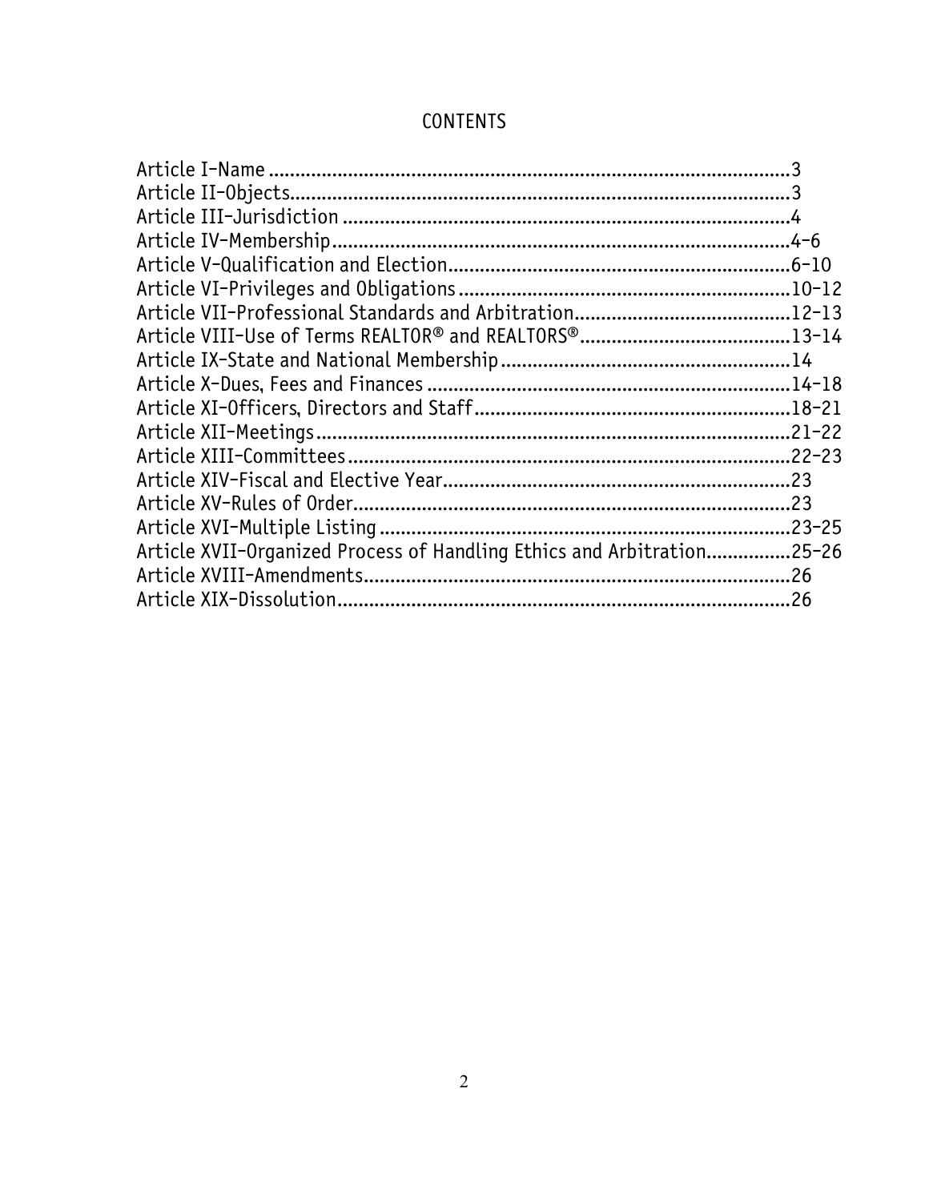# CONTENTS

Article I-Name ............................................................................................3
Article II-Objects.........................................................................................3
Article III-Jurisdiction ...................................................................................4
Article IV-Membership...................................................................................4-6
Article V-Qualification and Election...............................................................6-10
Article VI-Privileges and Obligations.............................................................10-12
Article VII-Professional Standards and Arbitration........................................12-13
Article VIII-Use of Terms REALTOR® and REALTORS®....................................13-14
Article IX-State and National Membership.....................................................14
Article X-Dues, Fees and Finances ...............................................................14-18
Article XI-Officers, Directors and Staff...........................................................18-21
Article XII-Meetings.......................................................................................21-22
Article XIII-Committees..................................................................................22-23
Article XIV-Fiscal and Elective Year................................................................23
Article XV-Rules of Order................................................................................23
Article XVI-Multiple Listing ............................................................................23-25
Article XVII-Organized Process of Handling Ethics and Arbitration................25-26
Article XVIII-Amendments...............................................................................26
Article XIX-Dissolution....................................................................................26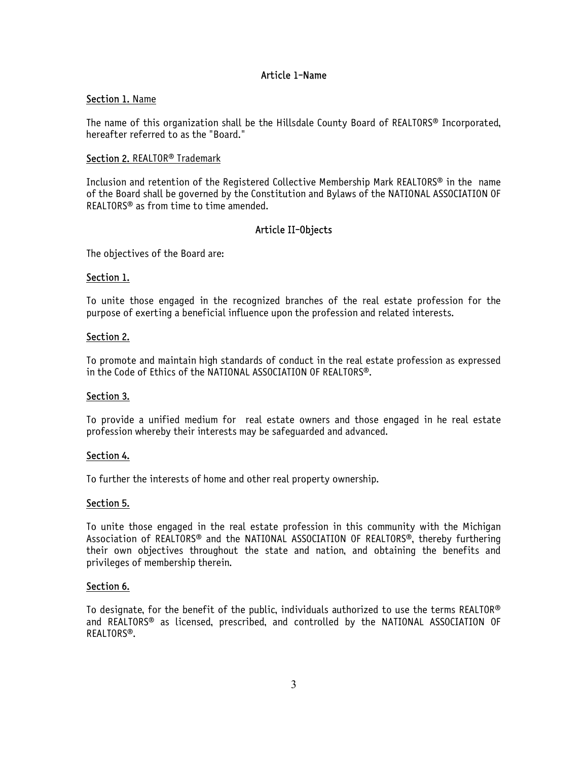## Article 1–Name

<u>Section 1.</u> <u>Name</u>

The name of this organization shall be the Hillsdale County Board of REALTORS® Incorporated, hereafter referred to as the "Board."

<u>Section 2.</u> <u>REALTOR® Trademark</u>

Inclusion and retention of the Registered Collective Membership Mark REALTORS® in the name of the Board shall be governed by the Constitution and Bylaws of the NATIONAL ASSOCIATION OF REALTORS® as from time to time amended.

## Article II–Objects

The objectives of the Board are:

<u>Section 1.</u>

To unite those engaged in the recognized branches of the real estate profession for the purpose of exerting a beneficial influence upon the profession and related interests.

<u>Section 2.</u>

To promote and maintain high standards of conduct in the real estate profession as expressed in the Code of Ethics of the NATIONAL ASSOCIATION OF REALTORS®.

<u>Section 3.</u>

To provide a unified medium for real estate owners and those engaged in he real estate profession whereby their interests may be safeguarded and advanced.

<u>Section 4.</u>

To further the interests of home and other real property ownership.

<u>Section 5.</u>

To unite those engaged in the real estate profession in this community with the Michigan Association of REALTORS® and the NATIONAL ASSOCIATION OF REALTORS®, thereby furthering their own objectives throughout the state and nation, and obtaining the benefits and privileges of membership therein.

<u>Section 6.</u>

To designate, for the benefit of the public, individuals authorized to use the terms REALTOR® and REALTORS® as licensed, prescribed, and controlled by the NATIONAL ASSOCIATION OF REALTORS®.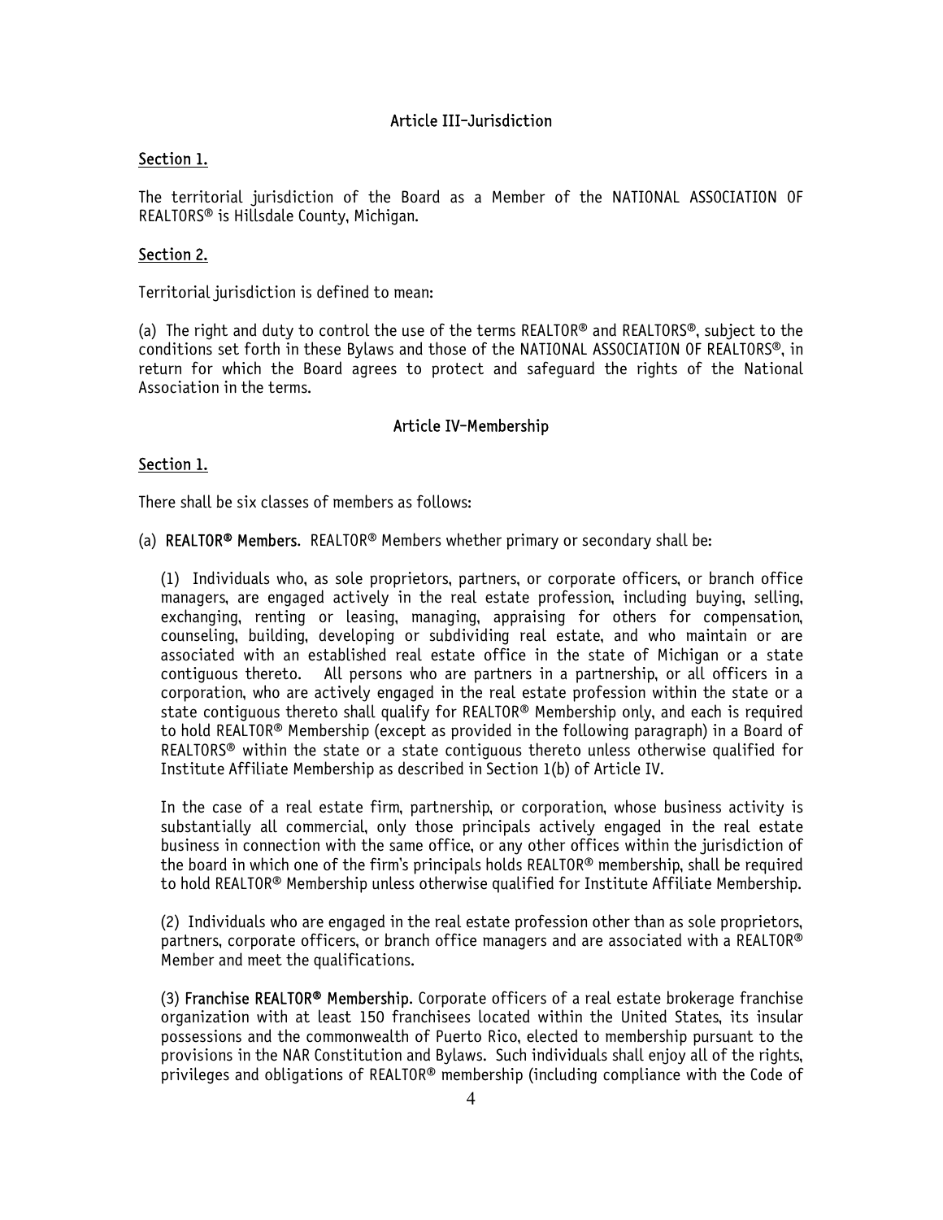## Article III–Jurisdiction

### Section 1.

The territorial jurisdiction of the Board as a Member of the NATIONAL ASSOCIATION OF REALTORS® is Hillsdale County, Michigan.

### Section 2.

Territorial jurisdiction is defined to mean:

(a) The right and duty to control the use of the terms REALTOR® and REALTORS®, subject to the conditions set forth in these Bylaws and those of the NATIONAL ASSOCIATION OF REALTORS®, in return for which the Board agrees to protect and safeguard the rights of the National Association in the terms.

## Article IV–Membership

### Section 1.

There shall be six classes of members as follows:

(a) **REALTOR® Members.** REALTOR® Members whether primary or secondary shall be:

(1) Individuals who, as sole proprietors, partners, or corporate officers, or branch office managers, are engaged actively in the real estate profession, including buying, selling, exchanging, renting or leasing, managing, appraising for others for compensation, counseling, building, developing or subdividing real estate, and who maintain or are associated with an established real estate office in the state of Michigan or a state contiguous thereto. All persons who are partners in a partnership, or all officers in a corporation, who are actively engaged in the real estate profession within the state or a state contiguous thereto shall qualify for REALTOR® Membership only, and each is required to hold REALTOR® Membership (except as provided in the following paragraph) in a Board of REALTORS® within the state or a state contiguous thereto unless otherwise qualified for Institute Affiliate Membership as described in Section 1(b) of Article IV.

In the case of a real estate firm, partnership, or corporation, whose business activity is substantially all commercial, only those principals actively engaged in the real estate business in connection with the same office, or any other offices within the jurisdiction of the board in which one of the firm's principals holds REALTOR® membership, shall be required to hold REALTOR® Membership unless otherwise qualified for Institute Affiliate Membership.

(2) Individuals who are engaged in the real estate profession other than as sole proprietors, partners, corporate officers, or branch office managers and are associated with a REALTOR® Member and meet the qualifications.

(3) **Franchise REALTOR® Membership.** Corporate officers of a real estate brokerage franchise organization with at least 150 franchisees located within the United States, its insular possessions and the commonwealth of Puerto Rico, elected to membership pursuant to the provisions in the NAR Constitution and Bylaws. Such individuals shall enjoy all of the rights, privileges and obligations of REALTOR® membership (including compliance with the Code of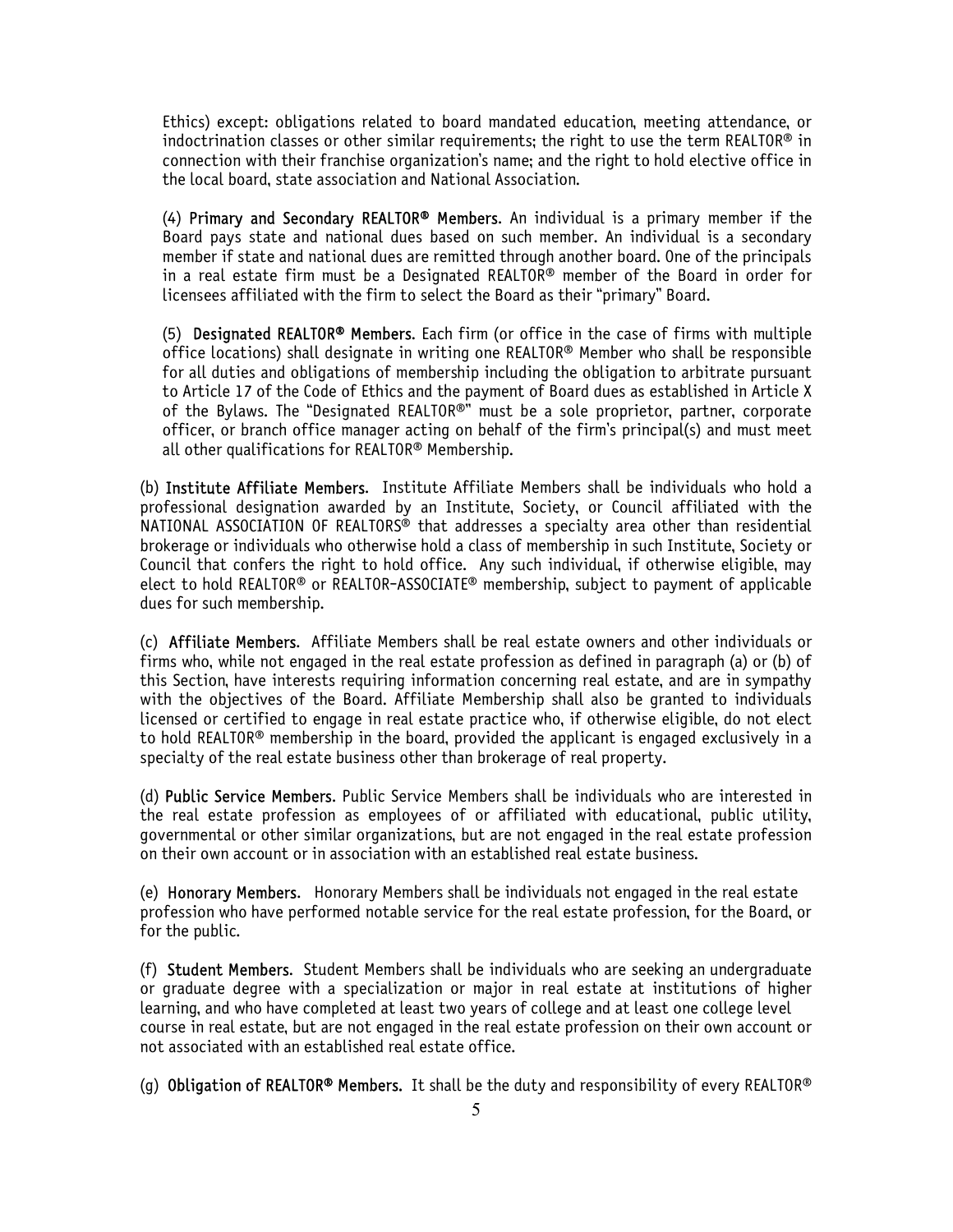Ethics) except: obligations related to board mandated education, meeting attendance, or indoctrination classes or other similar requirements; the right to use the term REALTOR® in connection with their franchise organization's name; and the right to hold elective office in the local board, state association and National Association.

(4) **Primary and Secondary REALTOR® Members**. An individual is a primary member if the Board pays state and national dues based on such member. An individual is a secondary member if state and national dues are remitted through another board. One of the principals in a real estate firm must be a Designated REALTOR® member of the Board in order for licensees affiliated with the firm to select the Board as their "primary" Board.

(5) **Designated REALTOR® Members**. Each firm (or office in the case of firms with multiple office locations) shall designate in writing one REALTOR® Member who shall be responsible for all duties and obligations of membership including the obligation to arbitrate pursuant to Article 17 of the Code of Ethics and the payment of Board dues as established in Article X of the Bylaws. The "Designated REALTOR®" must be a sole proprietor, partner, corporate officer, or branch office manager acting on behalf of the firm's principal(s) and must meet all other qualifications for REALTOR® Membership.

(b) **Institute Affiliate Members**. Institute Affiliate Members shall be individuals who hold a professional designation awarded by an Institute, Society, or Council affiliated with the NATIONAL ASSOCIATION OF REALTORS® that addresses a specialty area other than residential brokerage or individuals who otherwise hold a class of membership in such Institute, Society or Council that confers the right to hold office. Any such individual, if otherwise eligible, may elect to hold REALTOR® or REALTOR-ASSOCIATE® membership, subject to payment of applicable dues for such membership.

(c) **Affiliate Members**. Affiliate Members shall be real estate owners and other individuals or firms who, while not engaged in the real estate profession as defined in paragraph (a) or (b) of this Section, have interests requiring information concerning real estate, and are in sympathy with the objectives of the Board. Affiliate Membership shall also be granted to individuals licensed or certified to engage in real estate practice who, if otherwise eligible, do not elect to hold REALTOR® membership in the board, provided the applicant is engaged exclusively in a specialty of the real estate business other than brokerage of real property.

(d) **Public Service Members**. Public Service Members shall be individuals who are interested in the real estate profession as employees of or affiliated with educational, public utility, governmental or other similar organizations, but are not engaged in the real estate profession on their own account or in association with an established real estate business.

(e) **Honorary Members**. Honorary Members shall be individuals not engaged in the real estate profession who have performed notable service for the real estate profession, for the Board, or for the public.

(f) **Student Members**. Student Members shall be individuals who are seeking an undergraduate or graduate degree with a specialization or major in real estate at institutions of higher learning, and who have completed at least two years of college and at least one college level course in real estate, but are not engaged in the real estate profession on their own account or not associated with an established real estate office.

(g) **Obligation of REALTOR® Members**. It shall be the duty and responsibility of every REALTOR®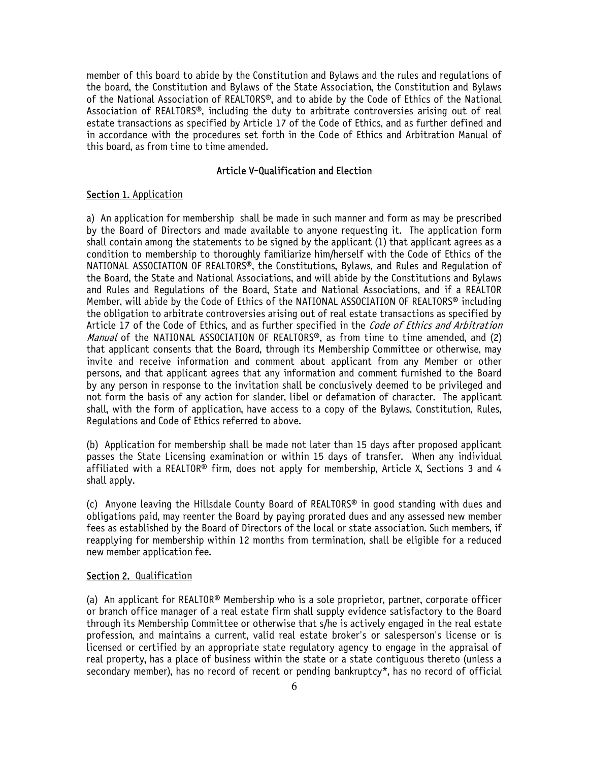member of this board to abide by the Constitution and Bylaws and the rules and regulations of the board, the Constitution and Bylaws of the State Association, the Constitution and Bylaws of the National Association of REALTORS®, and to abide by the Code of Ethics of the National Association of REALTORS®, including the duty to arbitrate controversies arising out of real estate transactions as specified by Article 17 of the Code of Ethics, and as further defined and in accordance with the procedures set forth in the Code of Ethics and Arbitration Manual of this board, as from time to time amended.

## Article V–Qualification and Election

<u>Section 1.</u> Application

a) An application for membership shall be made in such manner and form as may be prescribed by the Board of Directors and made available to anyone requesting it. The application form shall contain among the statements to be signed by the applicant (1) that applicant agrees as a condition to membership to thoroughly familiarize him/herself with the Code of Ethics of the NATIONAL ASSOCIATION OF REALTORS®, the Constitutions, Bylaws, and Rules and Regulation of the Board, the State and National Associations, and will abide by the Constitutions and Bylaws and Rules and Regulations of the Board, State and National Associations, and if a REALTOR Member, will abide by the Code of Ethics of the NATIONAL ASSOCIATION OF REALTORS® including the obligation to arbitrate controversies arising out of real estate transactions as specified by Article 17 of the Code of Ethics, and as further specified in the *Code of Ethics and Arbitration Manual* of the NATIONAL ASSOCIATION OF REALTORS®, as from time to time amended, and (2) that applicant consents that the Board, through its Membership Committee or otherwise, may invite and receive information and comment about applicant from any Member or other persons, and that applicant agrees that any information and comment furnished to the Board by any person in response to the invitation shall be conclusively deemed to be privileged and not form the basis of any action for slander, libel or defamation of character. The applicant shall, with the form of application, have access to a copy of the Bylaws, Constitution, Rules, Regulations and Code of Ethics referred to above.

(b) Application for membership shall be made not later than 15 days after proposed applicant passes the State Licensing examination or within 15 days of transfer. When any individual affiliated with a REALTOR® firm, does not apply for membership, Article X, Sections 3 and 4 shall apply.

(c) Anyone leaving the Hillsdale County Board of REALTORS® in good standing with dues and obligations paid, may reenter the Board by paying prorated dues and any assessed new member fees as established by the Board of Directors of the local or state association. Such members, if reapplying for membership within 12 months from termination, shall be eligible for a reduced new member application fee.

<u>Section 2.</u> Qualification

(a) An applicant for REALTOR® Membership who is a sole proprietor, partner, corporate officer or branch office manager of a real estate firm shall supply evidence satisfactory to the Board through its Membership Committee or otherwise that s/he is actively engaged in the real estate profession, and maintains a current, valid real estate broker's or salesperson's license or is licensed or certified by an appropriate state regulatory agency to engage in the appraisal of real property, has a place of business within the state or a state contiguous thereto (unless a secondary member), has no record of recent or pending bankruptcy*, has no record of official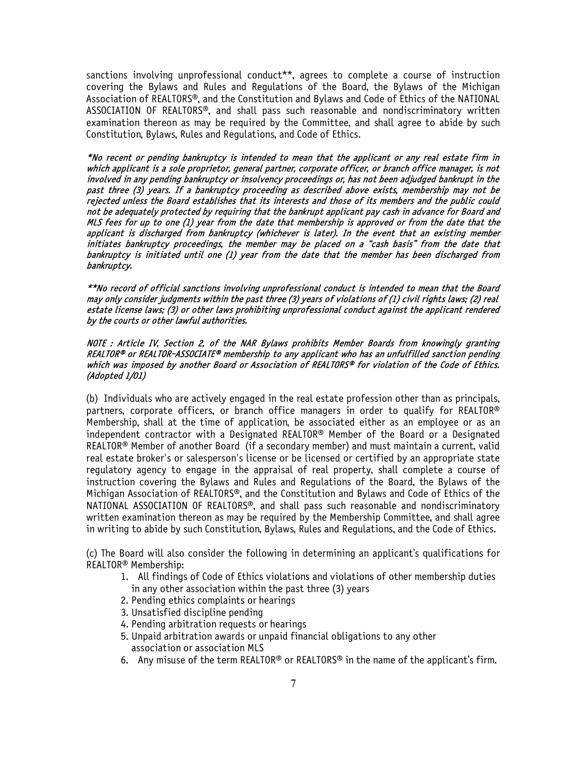sanctions involving unprofessional conduct**, agrees to complete a course of instruction covering the Bylaws and Rules and Regulations of the Board, the Bylaws of the Michigan Association of REALTORS®, and the Constitution and Bylaws and Code of Ethics of the NATIONAL ASSOCIATION OF REALTORS®, and shall pass such reasonable and nondiscriminatory written examination thereon as may be required by the Committee, and shall agree to abide by such Constitution, Bylaws, Rules and Regulations, and Code of Ethics.

*\*No recent or pending bankruptcy is intended to mean that the applicant or any real estate firm in which applicant is a sole proprietor, general partner, corporate officer, or branch office manager, is not involved in any pending bankruptcy or insolvency proceedings or, has not been adjudged bankrupt in the past three (3) years. If a bankruptcy proceeding as described above exists, membership may not be rejected unless the Board establishes that its interests and those of its members and the public could not be adequately protected by requiring that the bankrupt applicant pay cash in advance for Board and MLS fees for up to one (1) year from the date that membership is approved or from the date that the applicant is discharged from bankruptcy (whichever is later). In the event that an existing member initiates bankruptcy proceedings, the member may be placed on a "cash basis" from the date that bankruptcy is initiated until one (1) year from the date that the member has been discharged from bankruptcy.*

*\*\*No record of official sanctions involving unprofessional conduct is intended to mean that the Board may only consider judgments within the past three (3) years of violations of (1) civil rights laws; (2) real estate license laws; (3) or other laws prohibiting unprofessional conduct against the applicant rendered by the courts or other lawful authorities.*

*NOTE : Article IV, Section 2, of the NAR Bylaws prohibits Member Boards from knowingly granting REALTOR® or REALTOR-ASSOCIATE® membership to any applicant who has an unfulfilled sanction pending which was imposed by another Board or Association of REALTORS® for violation of the Code of Ethics. (Adopted 1/01)*

(b) Individuals who are actively engaged in the real estate profession other than as principals, partners, corporate officers, or branch office managers in order to qualify for REALTOR® Membership, shall at the time of application, be associated either as an employee or as an independent contractor with a Designated REALTOR® Member of the Board or a Designated REALTOR® Member of another Board (if a secondary member) and must maintain a current, valid real estate broker's or salesperson's license or be licensed or certified by an appropriate state regulatory agency to engage in the appraisal of real property, shall complete a course of instruction covering the Bylaws and Rules and Regulations of the Board, the Bylaws of the Michigan Association of REALTORS®, and the Constitution and Bylaws and Code of Ethics of the NATIONAL ASSOCIATION OF REALTORS®, and shall pass such reasonable and nondiscriminatory written examination thereon as may be required by the Membership Committee, and shall agree in writing to abide by such Constitution, Bylaws, Rules and Regulations, and the Code of Ethics.

(c) The Board will also consider the following in determining an applicant's qualifications for REALTOR® Membership:

1. All findings of Code of Ethics violations and violations of other membership duties in any other association within the past three (3) years
2. Pending ethics complaints or hearings
3. Unsatisfied discipline pending
4. Pending arbitration requests or hearings
5. Unpaid arbitration awards or unpaid financial obligations to any other association or association MLS
6. Any misuse of the term REALTOR® or REALTORS® in the name of the applicant's firm.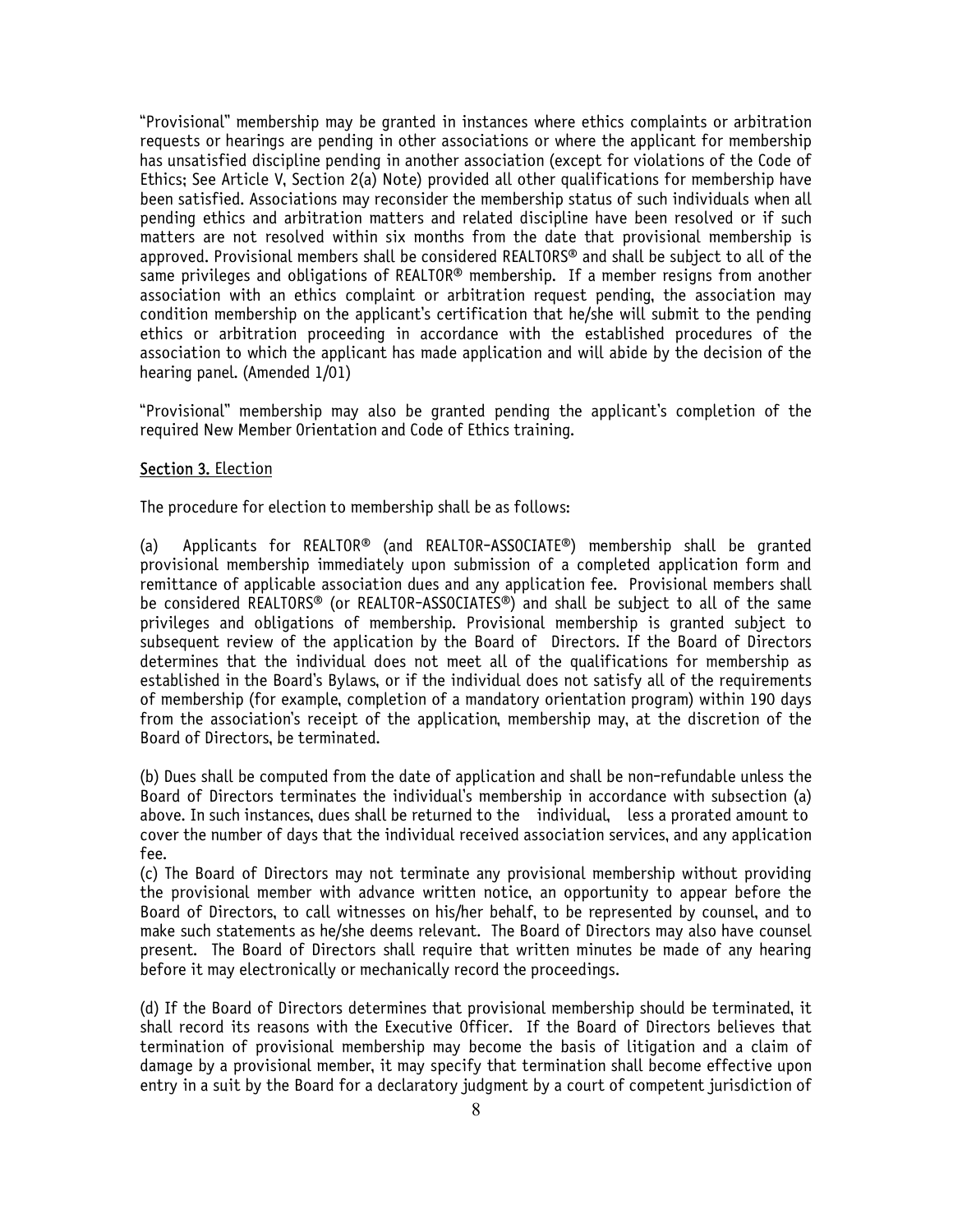"Provisional" membership may be granted in instances where ethics complaints or arbitration requests or hearings are pending in other associations or where the applicant for membership has unsatisfied discipline pending in another association (except for violations of the Code of Ethics; See Article V, Section 2(a) Note) provided all other qualifications for membership have been satisfied. Associations may reconsider the membership status of such individuals when all pending ethics and arbitration matters and related discipline have been resolved or if such matters are not resolved within six months from the date that provisional membership is approved. Provisional members shall be considered REALTORS® and shall be subject to all of the same privileges and obligations of REALTOR® membership. If a member resigns from another association with an ethics complaint or arbitration request pending, the association may condition membership on the applicant's certification that he/she will submit to the pending ethics or arbitration proceeding in accordance with the established procedures of the association to which the applicant has made application and will abide by the decision of the hearing panel. (Amended 1/01)

"Provisional" membership may also be granted pending the applicant's completion of the required New Member Orientation and Code of Ethics training.

**Section 3.** Election

The procedure for election to membership shall be as follows:

(a) Applicants for REALTOR® (and REALTOR-ASSOCIATE®) membership shall be granted provisional membership immediately upon submission of a completed application form and remittance of applicable association dues and any application fee. Provisional members shall be considered REALTORS® (or REALTOR-ASSOCIATES®) and shall be subject to all of the same privileges and obligations of membership. Provisional membership is granted subject to subsequent review of the application by the Board of Directors. If the Board of Directors determines that the individual does not meet all of the qualifications for membership as established in the Board's Bylaws, or if the individual does not satisfy all of the requirements of membership (for example, completion of a mandatory orientation program) within 190 days from the association's receipt of the application, membership may, at the discretion of the Board of Directors, be terminated.

(b) Dues shall be computed from the date of application and shall be non-refundable unless the Board of Directors terminates the individual's membership in accordance with subsection (a) above. In such instances, dues shall be returned to the individual, less a prorated amount to cover the number of days that the individual received association services, and any application fee.

(c) The Board of Directors may not terminate any provisional membership without providing the provisional member with advance written notice, an opportunity to appear before the Board of Directors, to call witnesses on his/her behalf, to be represented by counsel, and to make such statements as he/she deems relevant. The Board of Directors may also have counsel present. The Board of Directors shall require that written minutes be made of any hearing before it may electronically or mechanically record the proceedings.

(d) If the Board of Directors determines that provisional membership should be terminated, it shall record its reasons with the Executive Officer. If the Board of Directors believes that termination of provisional membership may become the basis of litigation and a claim of damage by a provisional member, it may specify that termination shall become effective upon entry in a suit by the Board for a declaratory judgment by a court of competent jurisdiction of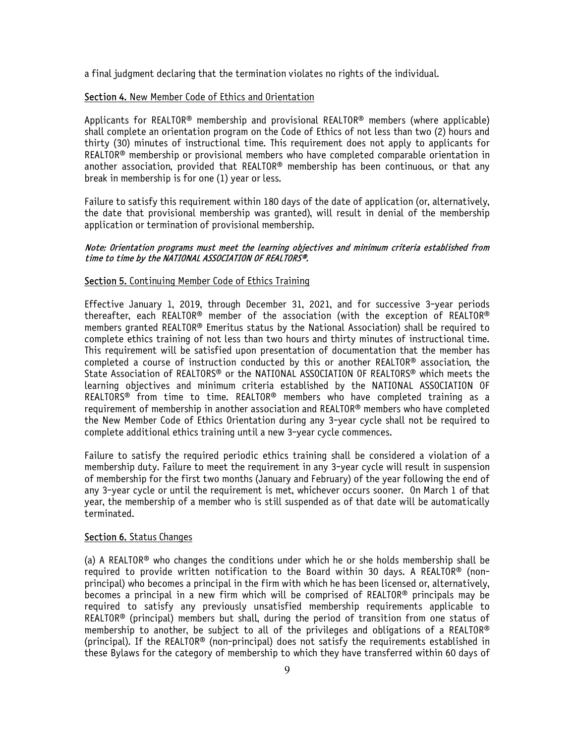a final judgment declaring that the termination violates no rights of the individual.

**Section 4.** New Member Code of Ethics and Orientation

Applicants for REALTOR® membership and provisional REALTOR® members (where applicable) shall complete an orientation program on the Code of Ethics of not less than two (2) hours and thirty (30) minutes of instructional time. This requirement does not apply to applicants for REALTOR® membership or provisional members who have completed comparable orientation in another association, provided that REALTOR® membership has been continuous, or that any break in membership is for one (1) year or less.

Failure to satisfy this requirement within 180 days of the date of application (or, alternatively, the date that provisional membership was granted), will result in denial of the membership application or termination of provisional membership.

***Note: Orientation programs must meet the learning objectives and minimum criteria established from time to time by the NATIONAL ASSOCIATION OF REALTORS®.***

**Section 5.** Continuing Member Code of Ethics Training

Effective January 1, 2019, through December 31, 2021, and for successive 3-year periods thereafter, each REALTOR® member of the association (with the exception of REALTOR® members granted REALTOR® Emeritus status by the National Association) shall be required to complete ethics training of not less than two hours and thirty minutes of instructional time. This requirement will be satisfied upon presentation of documentation that the member has completed a course of instruction conducted by this or another REALTOR® association, the State Association of REALTORS® or the NATIONAL ASSOCIATION OF REALTORS® which meets the learning objectives and minimum criteria established by the NATIONAL ASSOCIATION OF REALTORS® from time to time. REALTOR® members who have completed training as a requirement of membership in another association and REALTOR® members who have completed the New Member Code of Ethics Orientation during any 3-year cycle shall not be required to complete additional ethics training until a new 3-year cycle commences.

Failure to satisfy the required periodic ethics training shall be considered a violation of a membership duty. Failure to meet the requirement in any 3-year cycle will result in suspension of membership for the first two months (January and February) of the year following the end of any 3-year cycle or until the requirement is met, whichever occurs sooner. On March 1 of that year, the membership of a member who is still suspended as of that date will be automatically terminated.

**Section 6.** Status Changes

(a) A REALTOR® who changes the conditions under which he or she holds membership shall be required to provide written notification to the Board within 30 days. A REALTOR® (non-principal) who becomes a principal in the firm with which he has been licensed or, alternatively, becomes a principal in a new firm which will be comprised of REALTOR® principals may be required to satisfy any previously unsatisfied membership requirements applicable to REALTOR® (principal) members but shall, during the period of transition from one status of membership to another, be subject to all of the privileges and obligations of a REALTOR® (principal). If the REALTOR® (non-principal) does not satisfy the requirements established in these Bylaws for the category of membership to which they have transferred within 60 days of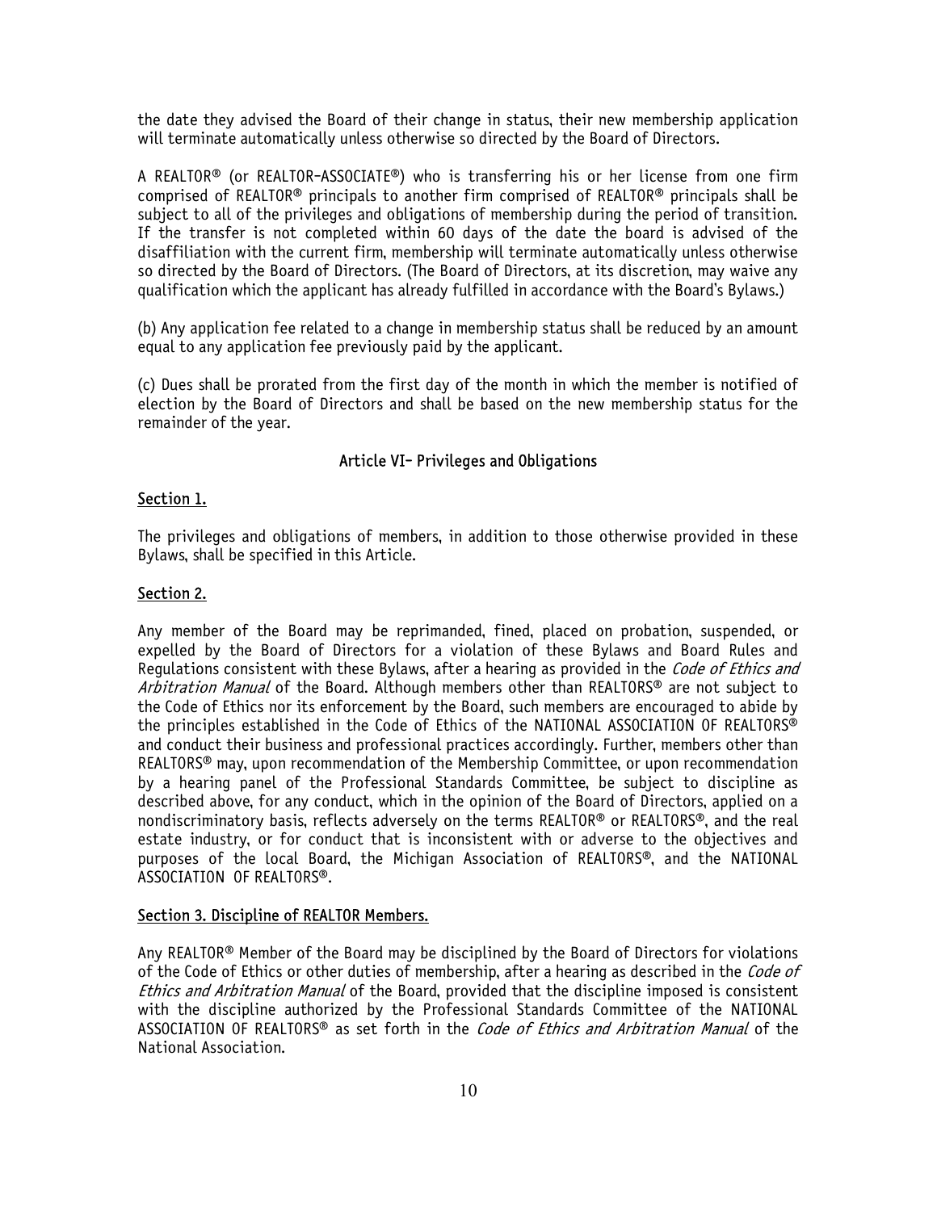the date they advised the Board of their change in status, their new membership application will terminate automatically unless otherwise so directed by the Board of Directors.

A REALTOR® (or REALTOR-ASSOCIATE®) who is transferring his or her license from one firm comprised of REALTOR® principals to another firm comprised of REALTOR® principals shall be subject to all of the privileges and obligations of membership during the period of transition. If the transfer is not completed within 60 days of the date the board is advised of the disaffiliation with the current firm, membership will terminate automatically unless otherwise so directed by the Board of Directors. (The Board of Directors, at its discretion, may waive any qualification which the applicant has already fulfilled in accordance with the Board's Bylaws.)

(b) Any application fee related to a change in membership status shall be reduced by an amount equal to any application fee previously paid by the applicant.

(c) Dues shall be prorated from the first day of the month in which the member is notified of election by the Board of Directors and shall be based on the new membership status for the remainder of the year.

## Article VI– Privileges and Obligations

### Section 1.

The privileges and obligations of members, in addition to those otherwise provided in these Bylaws, shall be specified in this Article.

### Section 2.

Any member of the Board may be reprimanded, fined, placed on probation, suspended, or expelled by the Board of Directors for a violation of these Bylaws and Board Rules and Regulations consistent with these Bylaws, after a hearing as provided in the *Code of Ethics and Arbitration Manual* of the Board. Although members other than REALTORS® are not subject to the Code of Ethics nor its enforcement by the Board, such members are encouraged to abide by the principles established in the Code of Ethics of the NATIONAL ASSOCIATION OF REALTORS® and conduct their business and professional practices accordingly. Further, members other than REALTORS® may, upon recommendation of the Membership Committee, or upon recommendation by a hearing panel of the Professional Standards Committee, be subject to discipline as described above, for any conduct, which in the opinion of the Board of Directors, applied on a nondiscriminatory basis, reflects adversely on the terms REALTOR® or REALTORS®, and the real estate industry, or for conduct that is inconsistent with or adverse to the objectives and purposes of the local Board, the Michigan Association of REALTORS®, and the NATIONAL ASSOCIATION OF REALTORS®.

### Section 3. Discipline of REALTOR Members.

Any REALTOR® Member of the Board may be disciplined by the Board of Directors for violations of the Code of Ethics or other duties of membership, after a hearing as described in the *Code of Ethics and Arbitration Manual* of the Board, provided that the discipline imposed is consistent with the discipline authorized by the Professional Standards Committee of the NATIONAL ASSOCIATION OF REALTORS® as set forth in the *Code of Ethics and Arbitration Manual* of the National Association.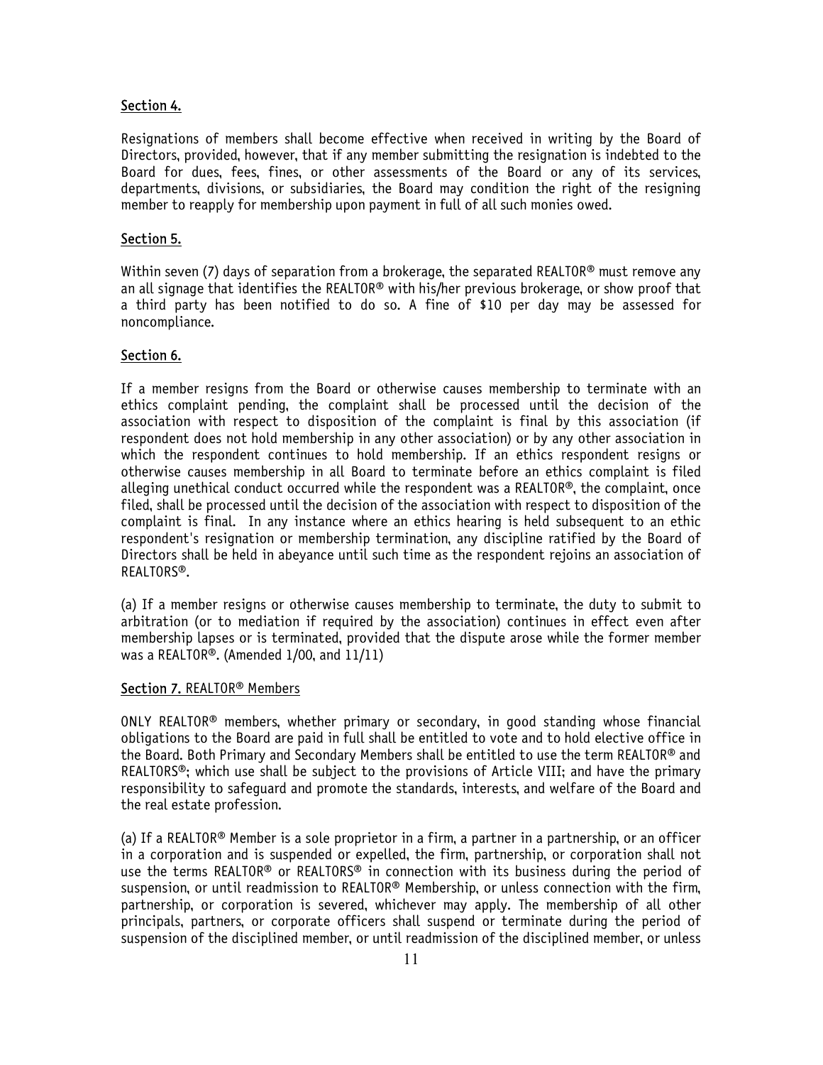## Section 4.

Resignations of members shall become effective when received in writing by the Board of Directors, provided, however, that if any member submitting the resignation is indebted to the Board for dues, fees, fines, or other assessments of the Board or any of its services, departments, divisions, or subsidiaries, the Board may condition the right of the resigning member to reapply for membership upon payment in full of all such monies owed.

## Section 5.

Within seven (7) days of separation from a brokerage, the separated REALTOR® must remove any an all signage that identifies the REALTOR® with his/her previous brokerage, or show proof that a third party has been notified to do so. A fine of $10 per day may be assessed for noncompliance.

## Section 6.

If a member resigns from the Board or otherwise causes membership to terminate with an ethics complaint pending, the complaint shall be processed until the decision of the association with respect to disposition of the complaint is final by this association (if respondent does not hold membership in any other association) or by any other association in which the respondent continues to hold membership. If an ethics respondent resigns or otherwise causes membership in all Board to terminate before an ethics complaint is filed alleging unethical conduct occurred while the respondent was a REALTOR®, the complaint, once filed, shall be processed until the decision of the association with respect to disposition of the complaint is final. In any instance where an ethics hearing is held subsequent to an ethic respondent's resignation or membership termination, any discipline ratified by the Board of Directors shall be held in abeyance until such time as the respondent rejoins an association of REALTORS®.

(a) If a member resigns or otherwise causes membership to terminate, the duty to submit to arbitration (or to mediation if required by the association) continues in effect even after membership lapses or is terminated, provided that the dispute arose while the former member was a REALTOR®. (Amended 1/00, and 11/11)

## Section 7. REALTOR® Members

ONLY REALTOR® members, whether primary or secondary, in good standing whose financial obligations to the Board are paid in full shall be entitled to vote and to hold elective office in the Board. Both Primary and Secondary Members shall be entitled to use the term REALTOR® and REALTORS®; which use shall be subject to the provisions of Article VIII; and have the primary responsibility to safeguard and promote the standards, interests, and welfare of the Board and the real estate profession.

(a) If a REALTOR® Member is a sole proprietor in a firm, a partner in a partnership, or an officer in a corporation and is suspended or expelled, the firm, partnership, or corporation shall not use the terms REALTOR® or REALTORS® in connection with its business during the period of suspension, or until readmission to REALTOR® Membership, or unless connection with the firm, partnership, or corporation is severed, whichever may apply. The membership of all other principals, partners, or corporate officers shall suspend or terminate during the period of suspension of the disciplined member, or until readmission of the disciplined member, or unless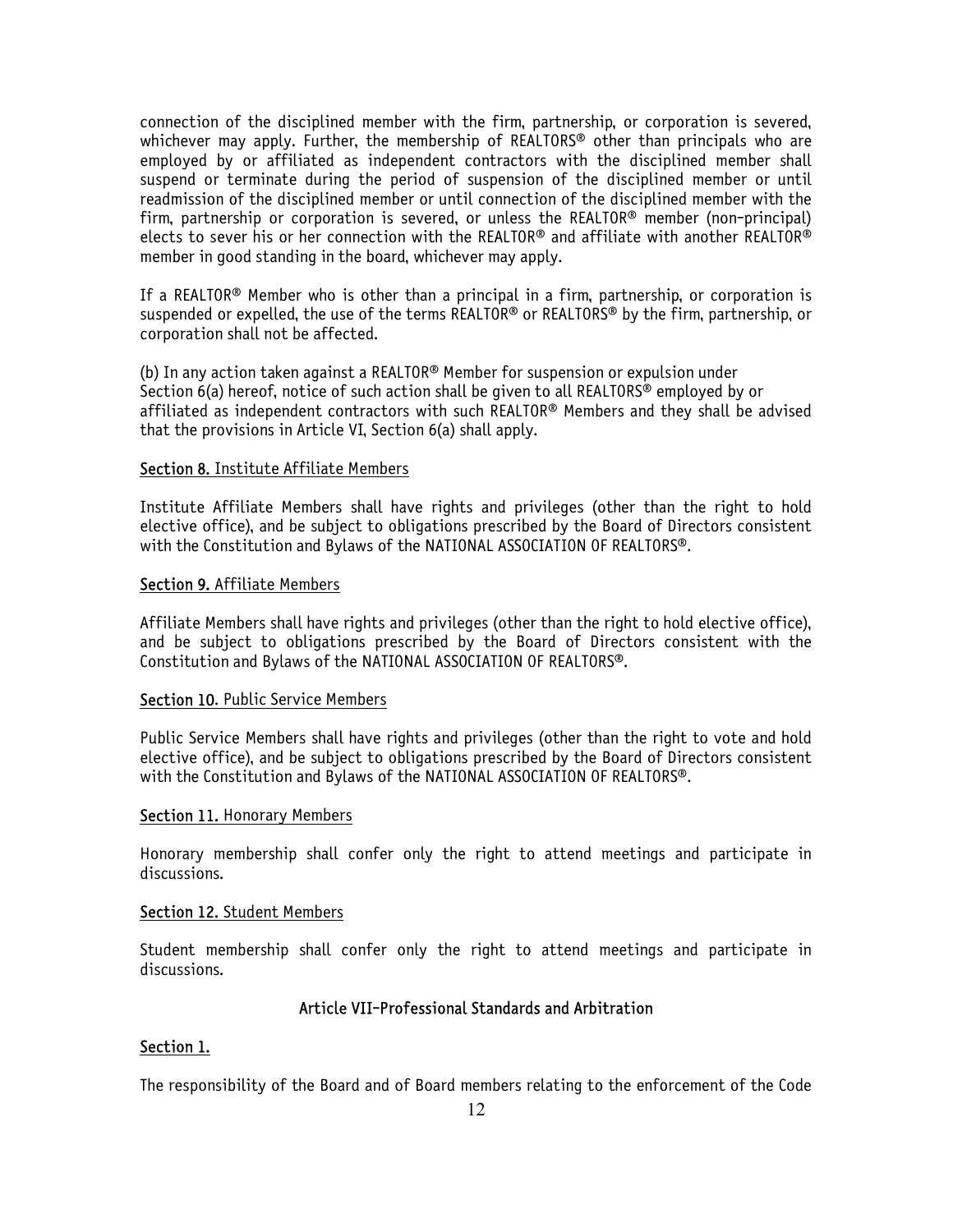connection of the disciplined member with the firm, partnership, or corporation is severed, whichever may apply. Further, the membership of REALTORS® other than principals who are employed by or affiliated as independent contractors with the disciplined member shall suspend or terminate during the period of suspension of the disciplined member or until readmission of the disciplined member or until connection of the disciplined member with the firm, partnership or corporation is severed, or unless the REALTOR® member (non-principal) elects to sever his or her connection with the REALTOR® and affiliate with another REALTOR® member in good standing in the board, whichever may apply.

If a REALTOR® Member who is other than a principal in a firm, partnership, or corporation is suspended or expelled, the use of the terms REALTOR® or REALTORS® by the firm, partnership, or corporation shall not be affected.

(b) In any action taken against a REALTOR® Member for suspension or expulsion under Section 6(a) hereof, notice of such action shall be given to all REALTORS® employed by or affiliated as independent contractors with such REALTOR® Members and they shall be advised that the provisions in Article VI, Section 6(a) shall apply.

<u>Section 8.</u> <u>Institute Affiliate Members</u>

Institute Affiliate Members shall have rights and privileges (other than the right to hold elective office), and be subject to obligations prescribed by the Board of Directors consistent with the Constitution and Bylaws of the NATIONAL ASSOCIATION OF REALTORS®.

<u>Section 9.</u> <u>Affiliate Members</u>

Affiliate Members shall have rights and privileges (other than the right to hold elective office), and be subject to obligations prescribed by the Board of Directors consistent with the Constitution and Bylaws of the NATIONAL ASSOCIATION OF REALTORS®.

<u>Section 10.</u> <u>Public Service Members</u>

Public Service Members shall have rights and privileges (other than the right to vote and hold elective office), and be subject to obligations prescribed by the Board of Directors consistent with the Constitution and Bylaws of the NATIONAL ASSOCIATION OF REALTORS®.

<u>Section 11.</u> <u>Honorary Members</u>

Honorary membership shall confer only the right to attend meetings and participate in discussions.

<u>Section 12.</u> <u>Student Members</u>

Student membership shall confer only the right to attend meetings and participate in discussions.

## Article VII–Professional Standards and Arbitration

<u>Section 1.</u>

The responsibility of the Board and of Board members relating to the enforcement of the Code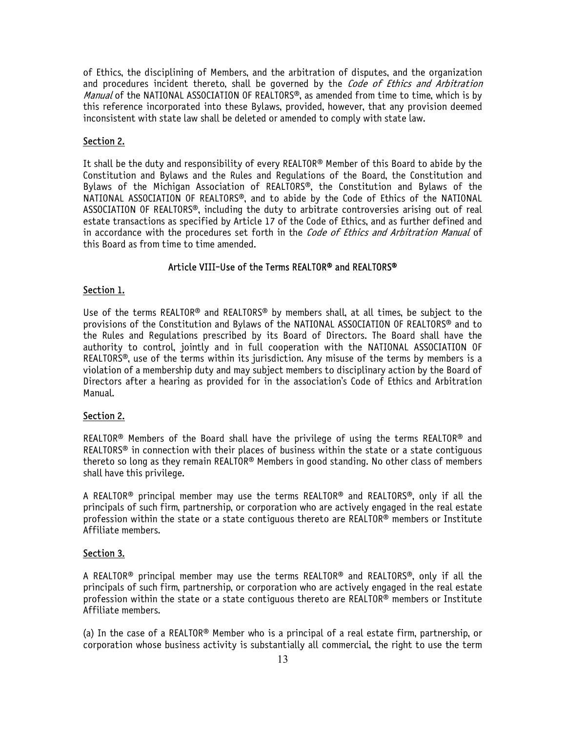of Ethics, the disciplining of Members, and the arbitration of disputes, and the organization and procedures incident thereto, shall be governed by the *Code of Ethics and Arbitration Manual* of the NATIONAL ASSOCIATION OF REALTORS®, as amended from time to time, which is by this reference incorporated into these Bylaws, provided, however, that any provision deemed inconsistent with state law shall be deleted or amended to comply with state law.

**Section 2.**

It shall be the duty and responsibility of every REALTOR® Member of this Board to abide by the Constitution and Bylaws and the Rules and Regulations of the Board, the Constitution and Bylaws of the Michigan Association of REALTORS®, the Constitution and Bylaws of the NATIONAL ASSOCIATION OF REALTORS®, and to abide by the Code of Ethics of the NATIONAL ASSOCIATION OF REALTORS®, including the duty to arbitrate controversies arising out of real estate transactions as specified by Article 17 of the Code of Ethics, and as further defined and in accordance with the procedures set forth in the *Code of Ethics and Arbitration Manual* of this Board as from time to time amended.

## Article VIII–Use of the Terms REALTOR® and REALTORS®

**Section 1.**

Use of the terms REALTOR® and REALTORS® by members shall, at all times, be subject to the provisions of the Constitution and Bylaws of the NATIONAL ASSOCIATION OF REALTORS® and to the Rules and Regulations prescribed by its Board of Directors. The Board shall have the authority to control, jointly and in full cooperation with the NATIONAL ASSOCIATION OF REALTORS®, use of the terms within its jurisdiction. Any misuse of the terms by members is a violation of a membership duty and may subject members to disciplinary action by the Board of Directors after a hearing as provided for in the association's Code of Ethics and Arbitration Manual.

**Section 2.**

REALTOR® Members of the Board shall have the privilege of using the terms REALTOR® and REALTORS® in connection with their places of business within the state or a state contiguous thereto so long as they remain REALTOR® Members in good standing. No other class of members shall have this privilege.

A REALTOR® principal member may use the terms REALTOR® and REALTORS®, only if all the principals of such firm, partnership, or corporation who are actively engaged in the real estate profession within the state or a state contiguous thereto are REALTOR® members or Institute Affiliate members.

**Section 3.**

A REALTOR® principal member may use the terms REALTOR® and REALTORS®, only if all the principals of such firm, partnership, or corporation who are actively engaged in the real estate profession within the state or a state contiguous thereto are REALTOR® members or Institute Affiliate members.

(a) In the case of a REALTOR® Member who is a principal of a real estate firm, partnership, or corporation whose business activity is substantially all commercial, the right to use the term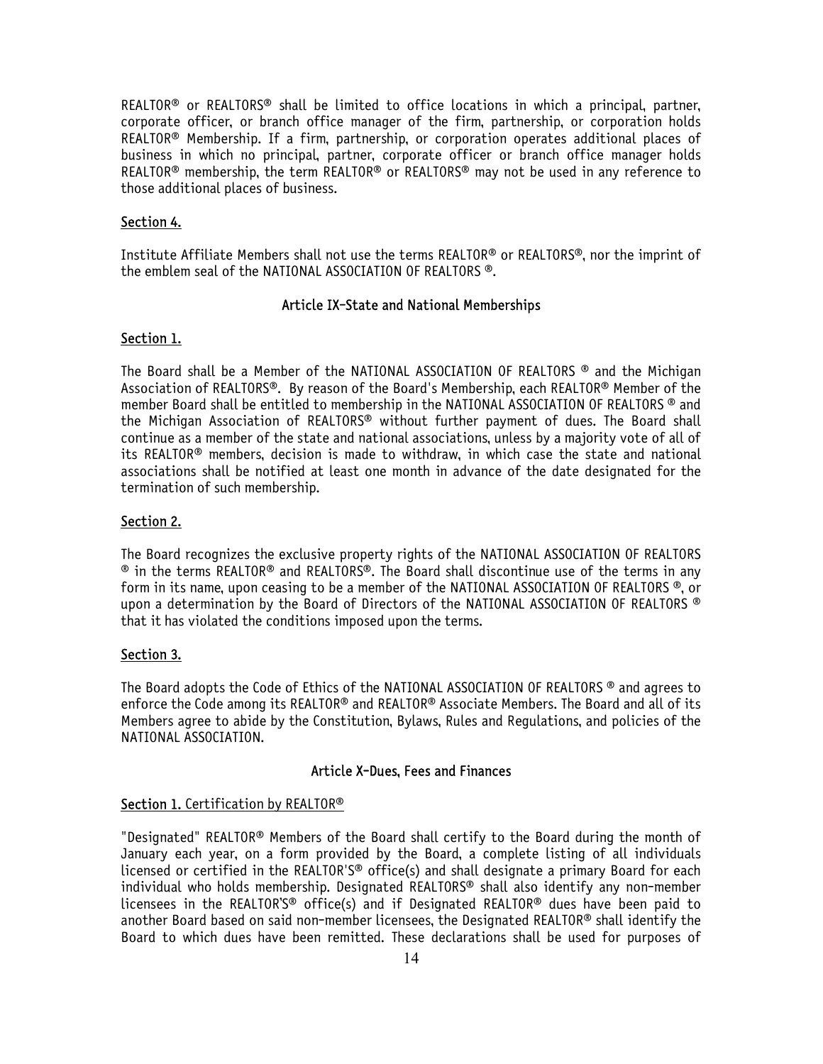REALTOR® or REALTORS® shall be limited to office locations in which a principal, partner, corporate officer, or branch office manager of the firm, partnership, or corporation holds REALTOR® Membership. If a firm, partnership, or corporation operates additional places of business in which no principal, partner, corporate officer or branch office manager holds REALTOR® membership, the term REALTOR® or REALTORS® may not be used in any reference to those additional places of business.

Section 4.

Institute Affiliate Members shall not use the terms REALTOR® or REALTORS®, nor the imprint of the emblem seal of the NATIONAL ASSOCIATION OF REALTORS ®.

## Article IX-State and National Memberships

Section 1.

The Board shall be a Member of the NATIONAL ASSOCIATION OF REALTORS ® and the Michigan Association of REALTORS®. By reason of the Board's Membership, each REALTOR® Member of the member Board shall be entitled to membership in the NATIONAL ASSOCIATION OF REALTORS ® and the Michigan Association of REALTORS® without further payment of dues. The Board shall continue as a member of the state and national associations, unless by a majority vote of all of its REALTOR® members, decision is made to withdraw, in which case the state and national associations shall be notified at least one month in advance of the date designated for the termination of such membership.

Section 2.

The Board recognizes the exclusive property rights of the NATIONAL ASSOCIATION OF REALTORS ® in the terms REALTOR® and REALTORS®. The Board shall discontinue use of the terms in any form in its name, upon ceasing to be a member of the NATIONAL ASSOCIATION OF REALTORS ®, or upon a determination by the Board of Directors of the NATIONAL ASSOCIATION OF REALTORS ® that it has violated the conditions imposed upon the terms.

Section 3.

The Board adopts the Code of Ethics of the NATIONAL ASSOCIATION OF REALTORS ® and agrees to enforce the Code among its REALTOR® and REALTOR® Associate Members. The Board and all of its Members agree to abide by the Constitution, Bylaws, Rules and Regulations, and policies of the NATIONAL ASSOCIATION.

## Article X-Dues, Fees and Finances

Section 1. Certification by REALTOR®

"Designated" REALTOR® Members of the Board shall certify to the Board during the month of January each year, on a form provided by the Board, a complete listing of all individuals licensed or certified in the REALTOR'S® office(s) and shall designate a primary Board for each individual who holds membership. Designated REALTORS® shall also identify any non-member licensees in the REALTOR'S® office(s) and if Designated REALTOR® dues have been paid to another Board based on said non-member licensees, the Designated REALTOR® shall identify the Board to which dues have been remitted. These declarations shall be used for purposes of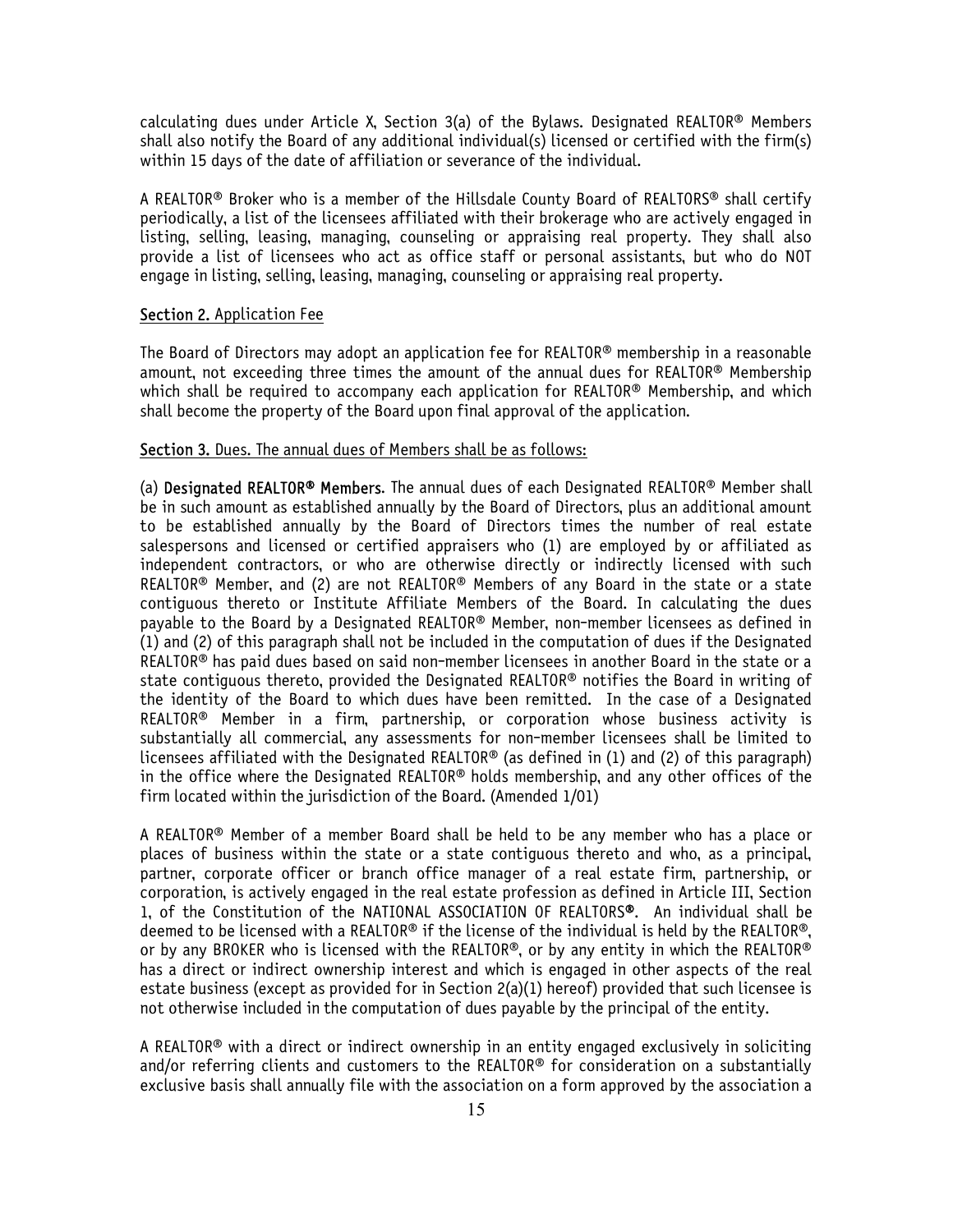calculating dues under Article X, Section 3(a) of the Bylaws. Designated REALTOR® Members shall also notify the Board of any additional individual(s) licensed or certified with the firm(s) within 15 days of the date of affiliation or severance of the individual.

A REALTOR® Broker who is a member of the Hillsdale County Board of REALTORS® shall certify periodically, a list of the licensees affiliated with their brokerage who are actively engaged in listing, selling, leasing, managing, counseling or appraising real property. They shall also provide a list of licensees who act as office staff or personal assistants, but who do NOT engage in listing, selling, leasing, managing, counseling or appraising real property.

**Section 2.** Application Fee

The Board of Directors may adopt an application fee for REALTOR® membership in a reasonable amount, not exceeding three times the amount of the annual dues for REALTOR® Membership which shall be required to accompany each application for REALTOR® Membership, and which shall become the property of the Board upon final approval of the application.

**Section 3.** Dues. The annual dues of Members shall be as follows:

(a) **Designated REALTOR® Members.** The annual dues of each Designated REALTOR® Member shall be in such amount as established annually by the Board of Directors, plus an additional amount to be established annually by the Board of Directors times the number of real estate salespersons and licensed or certified appraisers who (1) are employed by or affiliated as independent contractors, or who are otherwise directly or indirectly licensed with such REALTOR® Member, and (2) are not REALTOR® Members of any Board in the state or a state contiguous thereto or Institute Affiliate Members of the Board. In calculating the dues payable to the Board by a Designated REALTOR® Member, non-member licensees as defined in (1) and (2) of this paragraph shall not be included in the computation of dues if the Designated REALTOR® has paid dues based on said non-member licensees in another Board in the state or a state contiguous thereto, provided the Designated REALTOR® notifies the Board in writing of the identity of the Board to which dues have been remitted. In the case of a Designated REALTOR® Member in a firm, partnership, or corporation whose business activity is substantially all commercial, any assessments for non-member licensees shall be limited to licensees affiliated with the Designated REALTOR® (as defined in (1) and (2) of this paragraph) in the office where the Designated REALTOR® holds membership, and any other offices of the firm located within the jurisdiction of the Board. (Amended 1/01)

A REALTOR® Member of a member Board shall be held to be any member who has a place or places of business within the state or a state contiguous thereto and who, as a principal, partner, corporate officer or branch office manager of a real estate firm, partnership, or corporation, is actively engaged in the real estate profession as defined in Article III, Section 1, of the Constitution of the NATIONAL ASSOCIATION OF REALTORS®. An individual shall be deemed to be licensed with a REALTOR® if the license of the individual is held by the REALTOR®, or by any BROKER who is licensed with the REALTOR®, or by any entity in which the REALTOR® has a direct or indirect ownership interest and which is engaged in other aspects of the real estate business (except as provided for in Section 2(a)(1) hereof) provided that such licensee is not otherwise included in the computation of dues payable by the principal of the entity.

A REALTOR® with a direct or indirect ownership in an entity engaged exclusively in soliciting and/or referring clients and customers to the REALTOR® for consideration on a substantially exclusive basis shall annually file with the association on a form approved by the association a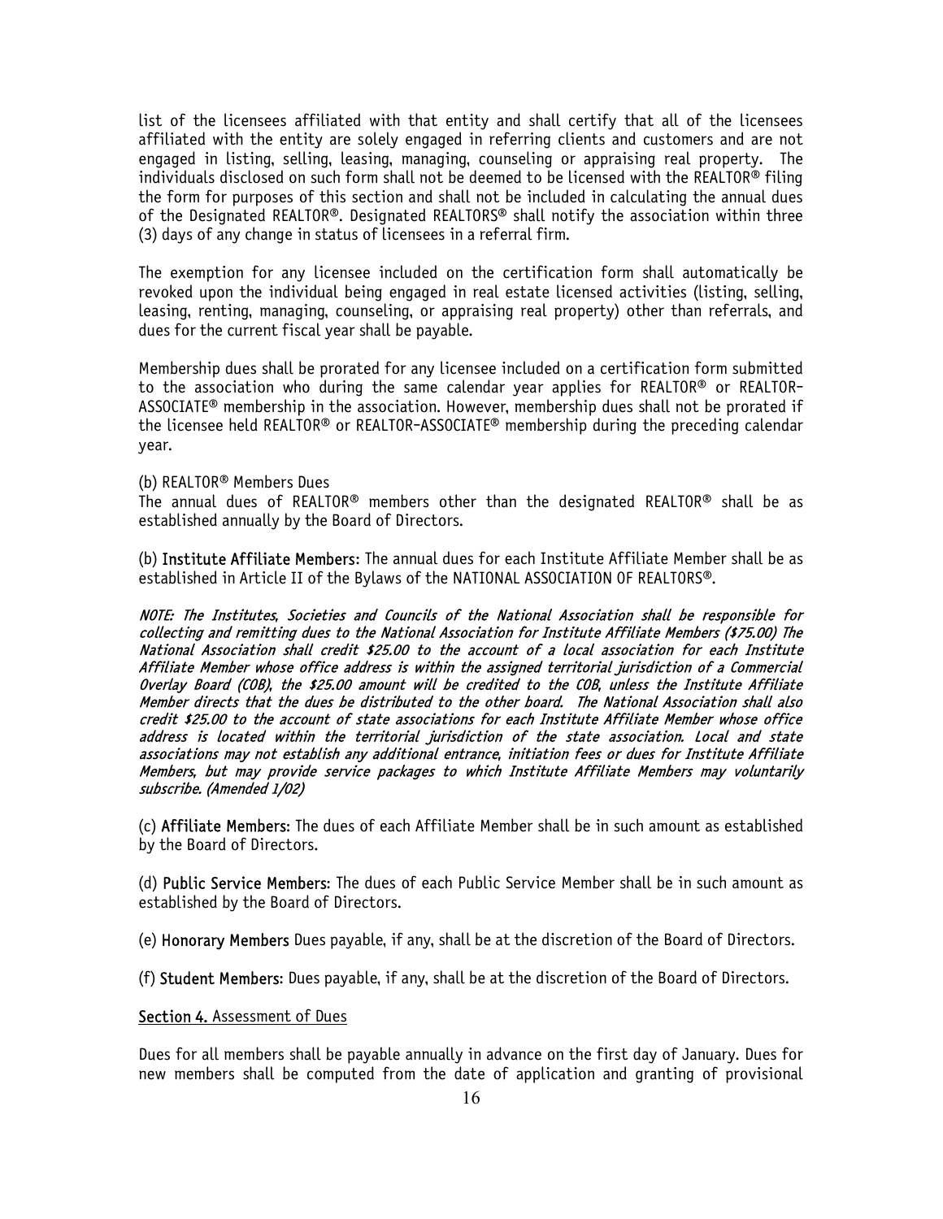list of the licensees affiliated with that entity and shall certify that all of the licensees affiliated with the entity are solely engaged in referring clients and customers and are not engaged in listing, selling, leasing, managing, counseling or appraising real property. The individuals disclosed on such form shall not be deemed to be licensed with the REALTOR® filing the form for purposes of this section and shall not be included in calculating the annual dues of the Designated REALTOR®. Designated REALTORS® shall notify the association within three (3) days of any change in status of licensees in a referral firm.

The exemption for any licensee included on the certification form shall automatically be revoked upon the individual being engaged in real estate licensed activities (listing, selling, leasing, renting, managing, counseling, or appraising real property) other than referrals, and dues for the current fiscal year shall be payable.

Membership dues shall be prorated for any licensee included on a certification form submitted to the association who during the same calendar year applies for REALTOR® or REALTOR-ASSOCIATE® membership in the association. However, membership dues shall not be prorated if the licensee held REALTOR® or REALTOR-ASSOCIATE® membership during the preceding calendar year.

(b) REALTOR® Members Dues
The annual dues of REALTOR® members other than the designated REALTOR® shall be as established annually by the Board of Directors.

(b) **Institute Affiliate Members**: The annual dues for each Institute Affiliate Member shall be as established in Article II of the Bylaws of the NATIONAL ASSOCIATION OF REALTORS®.

*NOTE: The Institutes, Societies and Councils of the National Association shall be responsible for collecting and remitting dues to the National Association for Institute Affiliate Members ($75.00) The National Association shall credit $25.00 to the account of a local association for each Institute Affiliate Member whose office address is within the assigned territorial jurisdiction of a Commercial Overlay Board (COB), the $25.00 amount will be credited to the COB, unless the Institute Affiliate Member directs that the dues be distributed to the other board. The National Association shall also credit $25.00 to the account of state associations for each Institute Affiliate Member whose office address is located within the territorial jurisdiction of the state association. Local and state associations may not establish any additional entrance, initiation fees or dues for Institute Affiliate Members, but may provide service packages to which Institute Affiliate Members may voluntarily subscribe. (Amended 1/02)*

(c) **Affiliate Members**: The dues of each Affiliate Member shall be in such amount as established by the Board of Directors.

(d) **Public Service Members**: The dues of each Public Service Member shall be in such amount as established by the Board of Directors.

(e) **Honorary Members** Dues payable, if any, shall be at the discretion of the Board of Directors.

(f) **Student Members**: Dues payable, if any, shall be at the discretion of the Board of Directors.

**Section 4.** Assessment of Dues

Dues for all members shall be payable annually in advance on the first day of January. Dues for new members shall be computed from the date of application and granting of provisional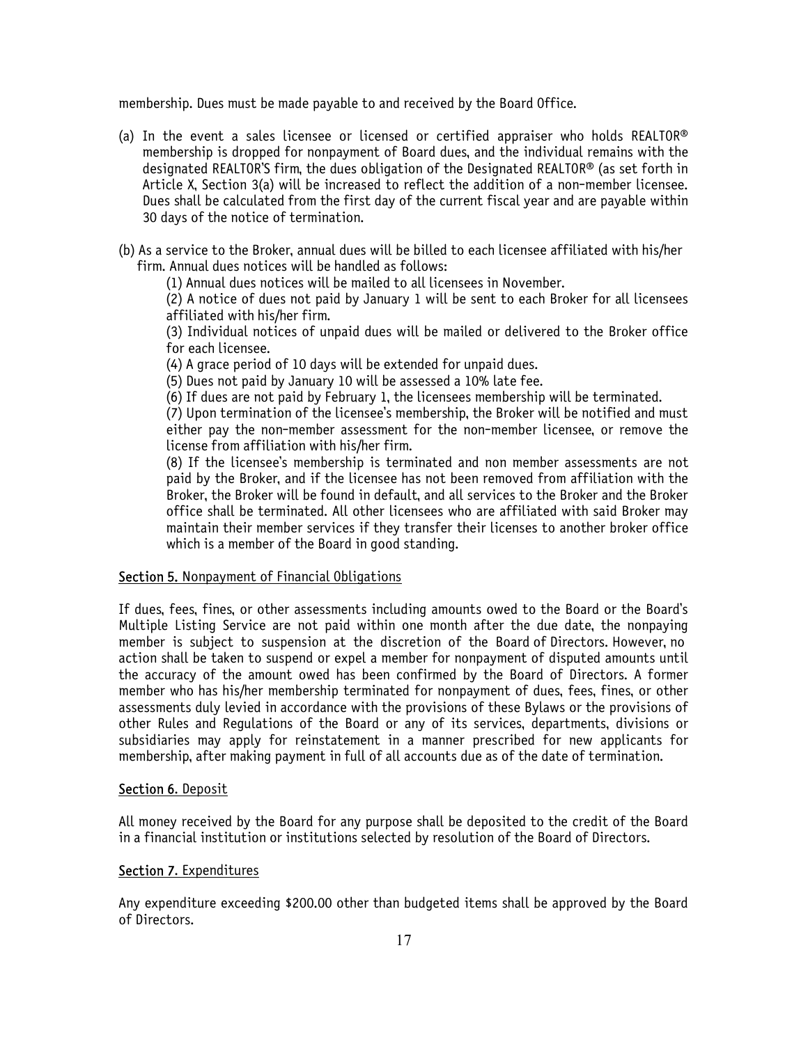membership. Dues must be made payable to and received by the Board Office.

(a) In the event a sales licensee or licensed or certified appraiser who holds REALTOR® membership is dropped for nonpayment of Board dues, and the individual remains with the designated REALTOR'S firm, the dues obligation of the Designated REALTOR® (as set forth in Article X, Section 3(a) will be increased to reflect the addition of a non-member licensee. Dues shall be calculated from the first day of the current fiscal year and are payable within 30 days of the notice of termination.

(b) As a service to the Broker, annual dues will be billed to each licensee affiliated with his/her firm. Annual dues notices will be handled as follows:

(1) Annual dues notices will be mailed to all licensees in November.

(2) A notice of dues not paid by January 1 will be sent to each Broker for all licensees affiliated with his/her firm.

(3) Individual notices of unpaid dues will be mailed or delivered to the Broker office for each licensee.

(4) A grace period of 10 days will be extended for unpaid dues.

(5) Dues not paid by January 10 will be assessed a 10% late fee.

(6) If dues are not paid by February 1, the licensees membership will be terminated.

(7) Upon termination of the licensee's membership, the Broker will be notified and must either pay the non-member assessment for the non-member licensee, or remove the license from affiliation with his/her firm.

(8) If the licensee's membership is terminated and non member assessments are not paid by the Broker, and if the licensee has not been removed from affiliation with the Broker, the Broker will be found in default, and all services to the Broker and the Broker office shall be terminated. All other licensees who are affiliated with said Broker may maintain their member services if they transfer their licenses to another broker office which is a member of the Board in good standing.

**Section 5.** Nonpayment of Financial Obligations

If dues, fees, fines, or other assessments including amounts owed to the Board or the Board's Multiple Listing Service are not paid within one month after the due date, the nonpaying member is subject to suspension at the discretion of the Board of Directors. However, no action shall be taken to suspend or expel a member for nonpayment of disputed amounts until the accuracy of the amount owed has been confirmed by the Board of Directors. A former member who has his/her membership terminated for nonpayment of dues, fees, fines, or other assessments duly levied in accordance with the provisions of these Bylaws or the provisions of other Rules and Regulations of the Board or any of its services, departments, divisions or subsidiaries may apply for reinstatement in a manner prescribed for new applicants for membership, after making payment in full of all accounts due as of the date of termination.

**Section 6**. Deposit

All money received by the Board for any purpose shall be deposited to the credit of the Board in a financial institution or institutions selected by resolution of the Board of Directors.

**Section 7**. Expenditures

Any expenditure exceeding $200.00 other than budgeted items shall be approved by the Board of Directors.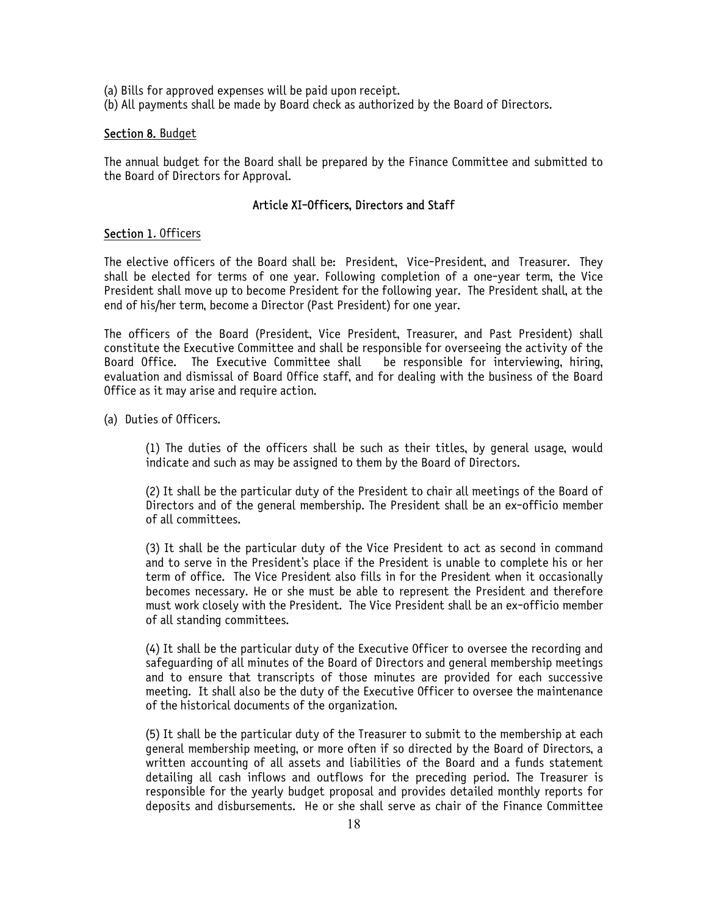(a) Bills for approved expenses will be paid upon receipt.
(b) All payments shall be made by Board check as authorized by the Board of Directors.

**Section 8.** Budget

The annual budget for the Board shall be prepared by the Finance Committee and submitted to the Board of Directors for Approval.

## Article XI–Officers, Directors and Staff

**Section 1.** Officers

The elective officers of the Board shall be: President, Vice-President, and Treasurer. They shall be elected for terms of one year. Following completion of a one-year term, the Vice President shall move up to become President for the following year. The President shall, at the end of his/her term, become a Director (Past President) for one year.

The officers of the Board (President, Vice President, Treasurer, and Past President) shall constitute the Executive Committee and shall be responsible for overseeing the activity of the Board Office. The Executive Committee shall be responsible for interviewing, hiring, evaluation and dismissal of Board Office staff, and for dealing with the business of the Board Office as it may arise and require action.

(a) Duties of Officers.

(1) The duties of the officers shall be such as their titles, by general usage, would indicate and such as may be assigned to them by the Board of Directors.

(2) It shall be the particular duty of the President to chair all meetings of the Board of Directors and of the general membership. The President shall be an ex-officio member of all committees.

(3) It shall be the particular duty of the Vice President to act as second in command and to serve in the President's place if the President is unable to complete his or her term of office. The Vice President also fills in for the President when it occasionally becomes necessary. He or she must be able to represent the President and therefore must work closely with the President. The Vice President shall be an ex-officio member of all standing committees.

(4) It shall be the particular duty of the Executive Officer to oversee the recording and safeguarding of all minutes of the Board of Directors and general membership meetings and to ensure that transcripts of those minutes are provided for each successive meeting. It shall also be the duty of the Executive Officer to oversee the maintenance of the historical documents of the organization.

(5) It shall be the particular duty of the Treasurer to submit to the membership at each general membership meeting, or more often if so directed by the Board of Directors, a written accounting of all assets and liabilities of the Board and a funds statement detailing all cash inflows and outflows for the preceding period. The Treasurer is responsible for the yearly budget proposal and provides detailed monthly reports for deposits and disbursements. He or she shall serve as chair of the Finance Committee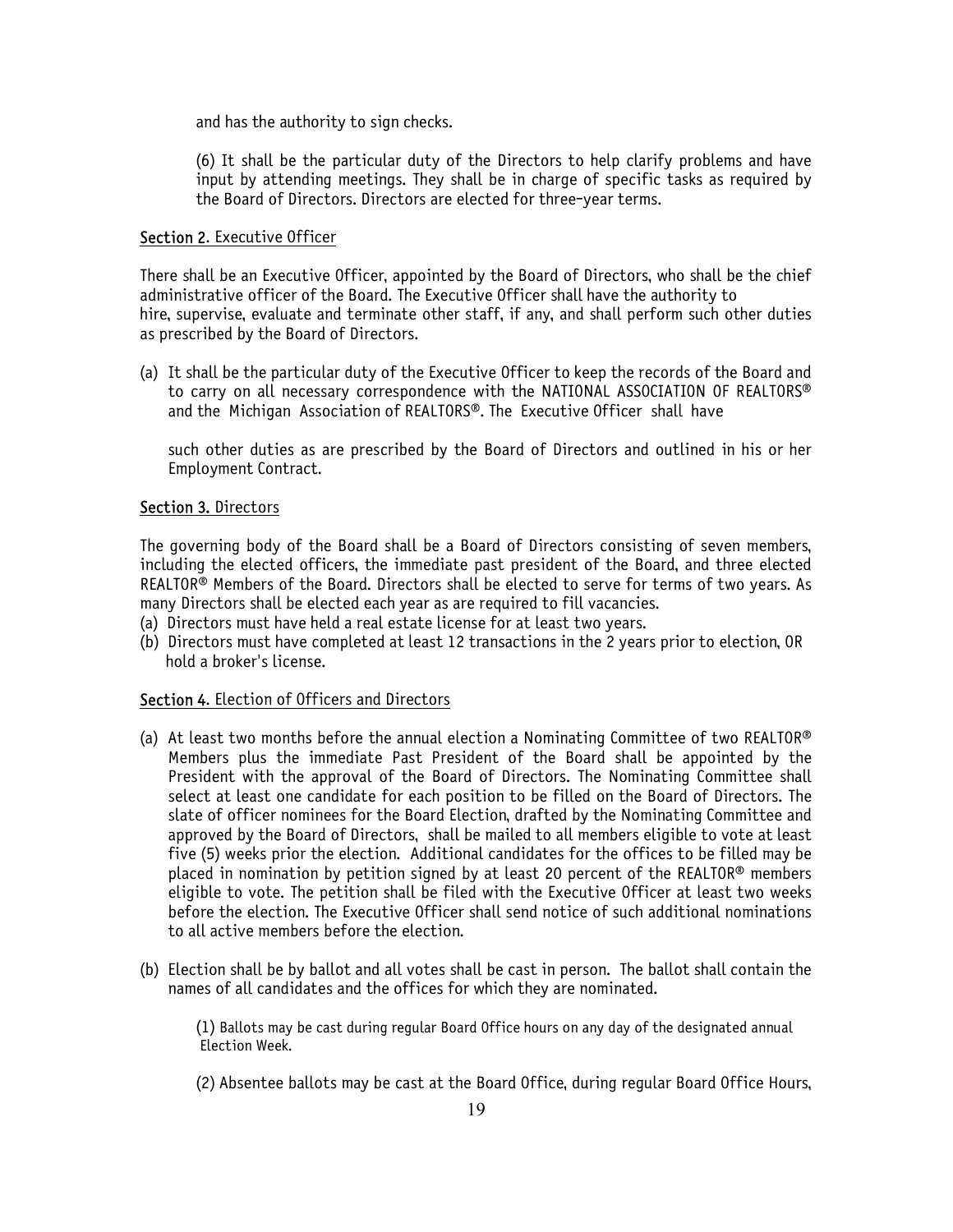and has the authority to sign checks.

(6) It shall be the particular duty of the Directors to help clarify problems and have input by attending meetings. They shall be in charge of specific tasks as required by the Board of Directors. Directors are elected for three-year terms.

<u>Section 2</u>. Executive Officer

There shall be an Executive Officer, appointed by the Board of Directors, who shall be the chief administrative officer of the Board. The Executive Officer shall have the authority to hire, supervise, evaluate and terminate other staff, if any, and shall perform such other duties as prescribed by the Board of Directors.

(a) It shall be the particular duty of the Executive Officer to keep the records of the Board and to carry on all necessary correspondence with the NATIONAL ASSOCIATION OF REALTORS® and the Michigan Association of REALTORS®. The Executive Officer shall have

    such other duties as are prescribed by the Board of Directors and outlined in his or her Employment Contract.

<u>Section 3.</u> Directors

The governing body of the Board shall be a Board of Directors consisting of seven members, including the elected officers, the immediate past president of the Board, and three elected REALTOR® Members of the Board. Directors shall be elected to serve for terms of two years. As many Directors shall be elected each year as are required to fill vacancies.

(a) Directors must have held a real estate license for at least two years.
(b) Directors must have completed at least 12 transactions in the 2 years prior to election, OR hold a broker's license.

<u>Section 4</u>. Election of Officers and Directors

(a) At least two months before the annual election a Nominating Committee of two REALTOR® Members plus the immediate Past President of the Board shall be appointed by the President with the approval of the Board of Directors. The Nominating Committee shall select at least one candidate for each position to be filled on the Board of Directors. The slate of officer nominees for the Board Election, drafted by the Nominating Committee and approved by the Board of Directors, shall be mailed to all members eligible to vote at least five (5) weeks prior the election. Additional candidates for the offices to be filled may be placed in nomination by petition signed by at least 20 percent of the REALTOR® members eligible to vote. The petition shall be filed with the Executive Officer at least two weeks before the election. The Executive Officer shall send notice of such additional nominations to all active members before the election.

(b) Election shall be by ballot and all votes shall be cast in person. The ballot shall contain the names of all candidates and the offices for which they are nominated.

    (1) Ballots may be cast during regular Board Office hours on any day of the designated annual Election Week.

    (2) Absentee ballots may be cast at the Board Office, during regular Board Office Hours,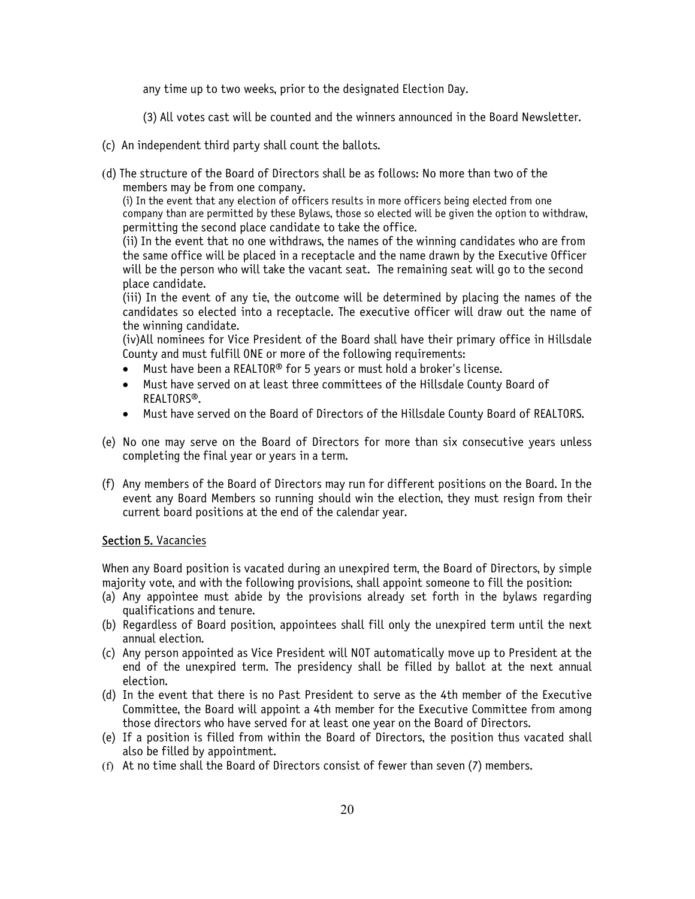any time up to two weeks, prior to the designated Election Day.

(3) All votes cast will be counted and the winners announced in the Board Newsletter.

(c) An independent third party shall count the ballots.

(d) The structure of the Board of Directors shall be as follows: No more than two of the members may be from one company.

(i) In the event that any election of officers results in more officers being elected from one company than are permitted by these Bylaws, those so elected will be given the option to withdraw, permitting the second place candidate to take the office.

(ii) In the event that no one withdraws, the names of the winning candidates who are from the same office will be placed in a receptacle and the name drawn by the Executive Officer will be the person who will take the vacant seat. The remaining seat will go to the second place candidate.

(iii) In the event of any tie, the outcome will be determined by placing the names of the candidates so elected into a receptacle. The executive officer will draw out the name of the winning candidate.

(iv)All nominees for Vice President of the Board shall have their primary office in Hillsdale County and must fulfill ONE or more of the following requirements:

- Must have been a REALTOR® for 5 years or must hold a broker's license.
- Must have served on at least three committees of the Hillsdale County Board of REALTORS®.
- Must have served on the Board of Directors of the Hillsdale County Board of REALTORS.

(e) No one may serve on the Board of Directors for more than six consecutive years unless completing the final year or years in a term.

(f) Any members of the Board of Directors may run for different positions on the Board. In the event any Board Members so running should win the election, they must resign from their current board positions at the end of the calendar year.

<u>Section 5.</u> Vacancies

When any Board position is vacated during an unexpired term, the Board of Directors, by simple majority vote, and with the following provisions, shall appoint someone to fill the position:

(a) Any appointee must abide by the provisions already set forth in the bylaws regarding qualifications and tenure.
(b) Regardless of Board position, appointees shall fill only the unexpired term until the next annual election.
(c) Any person appointed as Vice President will NOT automatically move up to President at the end of the unexpired term. The presidency shall be filled by ballot at the next annual election.
(d) In the event that there is no Past President to serve as the 4th member of the Executive Committee, the Board will appoint a 4th member for the Executive Committee from among those directors who have served for at least one year on the Board of Directors.
(e) If a position is filled from within the Board of Directors, the position thus vacated shall also be filled by appointment.
(f) At no time shall the Board of Directors consist of fewer than seven (7) members.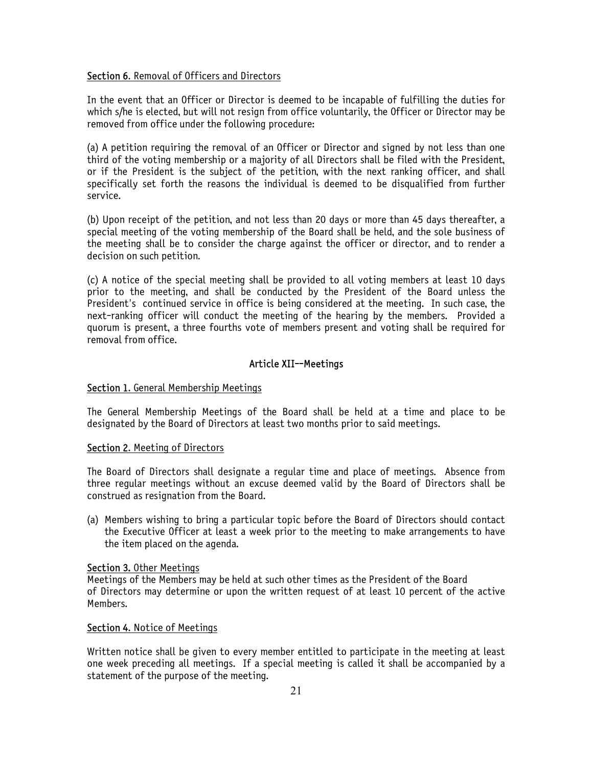**Section 6**. Removal of Officers and Directors

In the event that an Officer or Director is deemed to be incapable of fulfilling the duties for which s/he is elected, but will not resign from office voluntarily, the Officer or Director may be removed from office under the following procedure:

(a) A petition requiring the removal of an Officer or Director and signed by not less than one third of the voting membership or a majority of all Directors shall be filed with the President, or if the President is the subject of the petition, with the next ranking officer, and shall specifically set forth the reasons the individual is deemed to be disqualified from further service.

(b) Upon receipt of the petition, and not less than 20 days or more than 45 days thereafter, a special meeting of the voting membership of the Board shall be held, and the sole business of the meeting shall be to consider the charge against the officer or director, and to render a decision on such petition.

(c) A notice of the special meeting shall be provided to all voting members at least 10 days prior to the meeting, and shall be conducted by the President of the Board unless the President's continued service in office is being considered at the meeting. In such case, the next-ranking officer will conduct the meeting of the hearing by the members. Provided a quorum is present, a three fourths vote of members present and voting shall be required for removal from office.

## Article XII--Meetings

**Section 1**. General Membership Meetings

The General Membership Meetings of the Board shall be held at a time and place to be designated by the Board of Directors at least two months prior to said meetings.

**Section 2**. Meeting of Directors

The Board of Directors shall designate a regular time and place of meetings. Absence from three regular meetings without an excuse deemed valid by the Board of Directors shall be construed as resignation from the Board.

(a) Members wishing to bring a particular topic before the Board of Directors should contact the Executive Officer at least a week prior to the meeting to make arrangements to have the item placed on the agenda.

**Section 3.** Other Meetings

Meetings of the Members may be held at such other times as the President of the Board of Directors may determine or upon the written request of at least 10 percent of the active Members.

**Section 4**. Notice of Meetings

Written notice shall be given to every member entitled to participate in the meeting at least one week preceding all meetings. If a special meeting is called it shall be accompanied by a statement of the purpose of the meeting.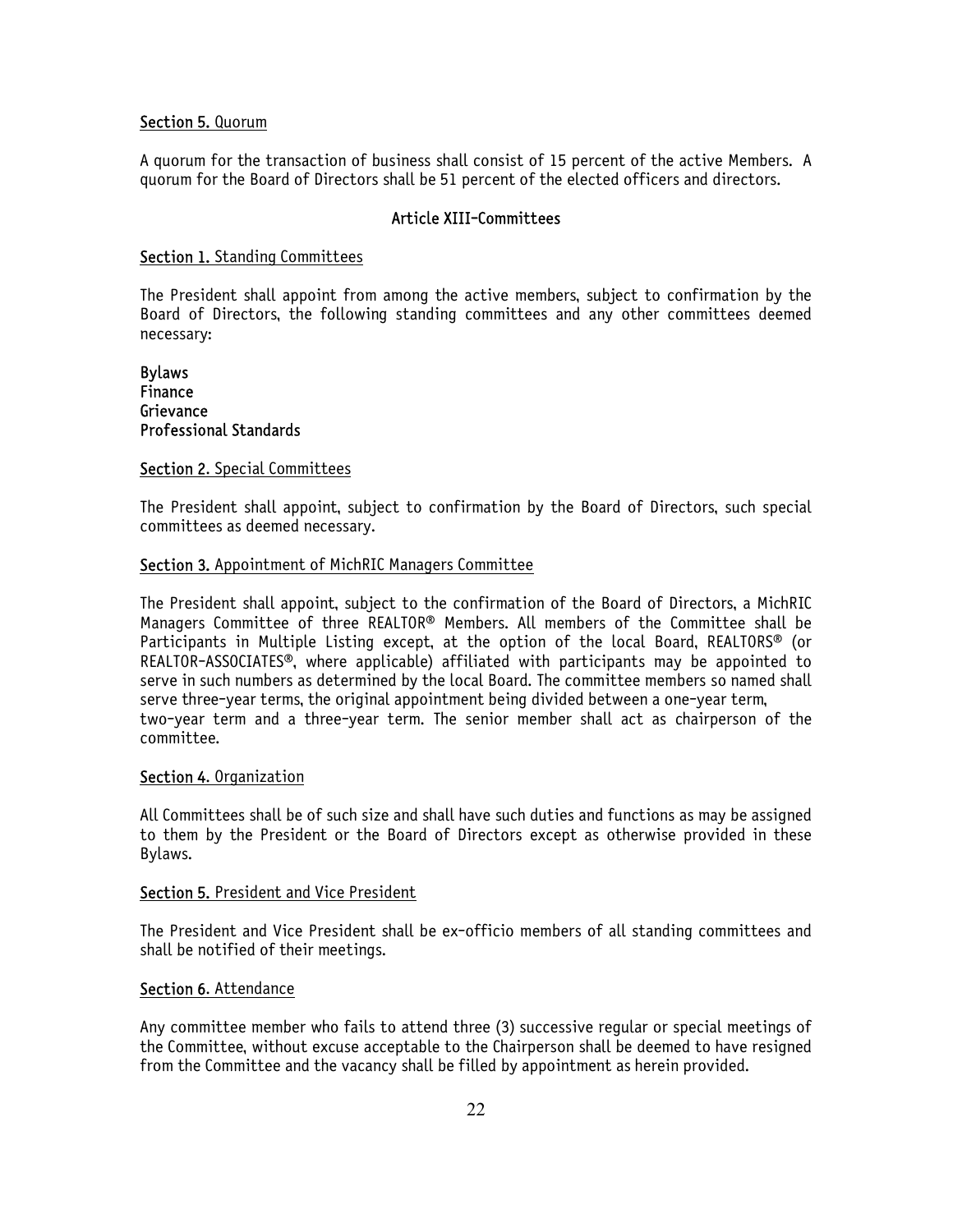**Section 5.** Quorum

A quorum for the transaction of business shall consist of 15 percent of the active Members. A quorum for the Board of Directors shall be 51 percent of the elected officers and directors.

## Article XIII-Committees

**Section 1.** Standing Committees

The President shall appoint from among the active members, subject to confirmation by the Board of Directors, the following standing committees and any other committees deemed necessary:

**Bylaws**
**Finance**
**Grievance**
**Professional Standards**

**Section 2.** Special Committees

The President shall appoint, subject to confirmation by the Board of Directors, such special committees as deemed necessary.

**Section 3.** Appointment of MichRIC Managers Committee

The President shall appoint, subject to the confirmation of the Board of Directors, a MichRIC Managers Committee of three REALTOR® Members. All members of the Committee shall be Participants in Multiple Listing except, at the option of the local Board, REALTORS® (or REALTOR-ASSOCIATES®, where applicable) affiliated with participants may be appointed to serve in such numbers as determined by the local Board. The committee members so named shall serve three-year terms, the original appointment being divided between a one-year term, two-year term and a three-year term. The senior member shall act as chairperson of the committee.

**Section 4.** Organization

All Committees shall be of such size and shall have such duties and functions as may be assigned to them by the President or the Board of Directors except as otherwise provided in these Bylaws.

**Section 5.** President and Vice President

The President and Vice President shall be ex-officio members of all standing committees and shall be notified of their meetings.

**Section 6.** Attendance

Any committee member who fails to attend three (3) successive regular or special meetings of the Committee, without excuse acceptable to the Chairperson shall be deemed to have resigned from the Committee and the vacancy shall be filled by appointment as herein provided.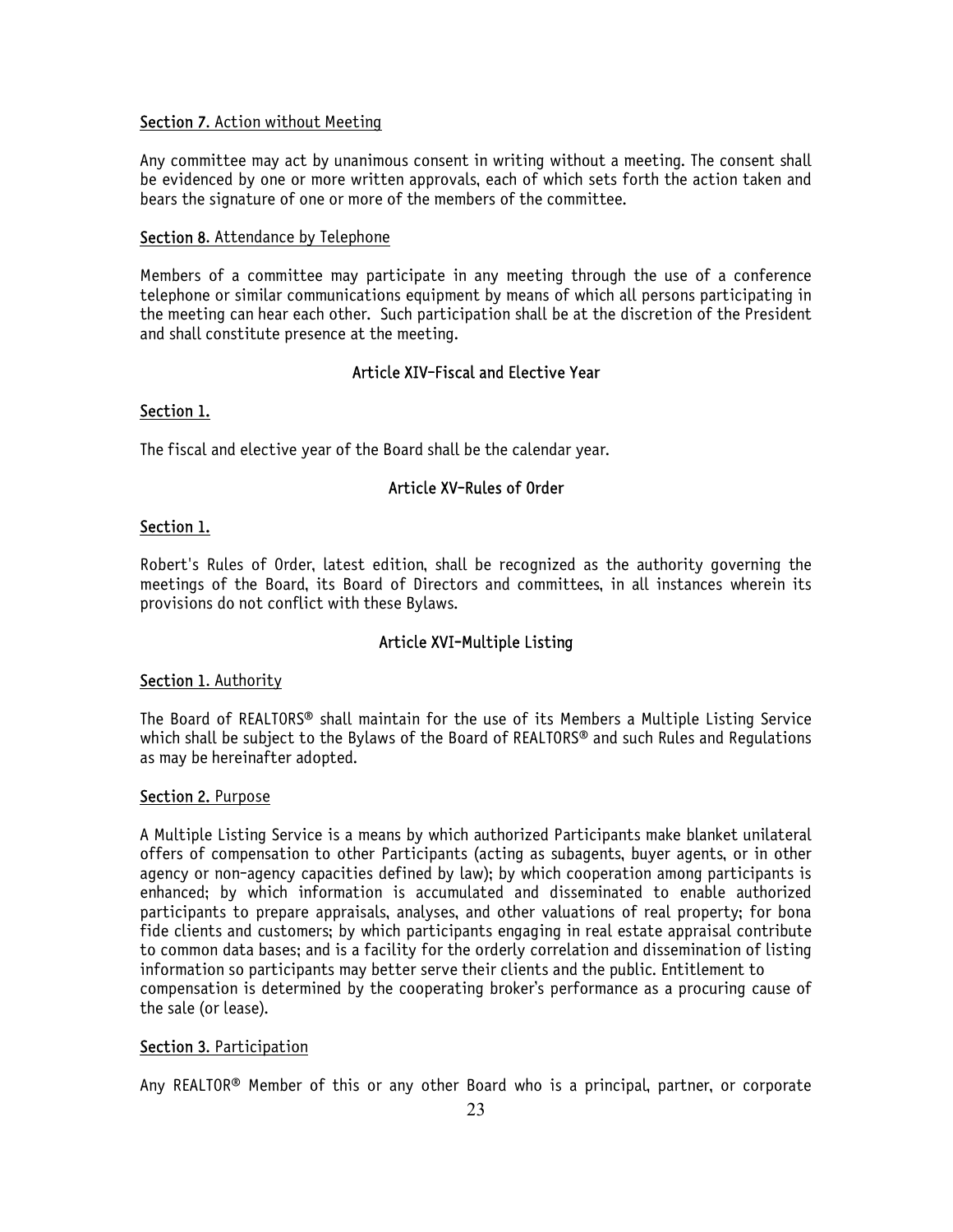Section 7. Action without Meeting

Any committee may act by unanimous consent in writing without a meeting. The consent shall be evidenced by one or more written approvals, each of which sets forth the action taken and bears the signature of one or more of the members of the committee.

Section 8. Attendance by Telephone

Members of a committee may participate in any meeting through the use of a conference telephone or similar communications equipment by means of which all persons participating in the meeting can hear each other. Such participation shall be at the discretion of the President and shall constitute presence at the meeting.

## Article XIV–Fiscal and Elective Year

Section 1.

The fiscal and elective year of the Board shall be the calendar year.

## Article XV–Rules of Order

Section 1.

Robert's Rules of Order, latest edition, shall be recognized as the authority governing the meetings of the Board, its Board of Directors and committees, in all instances wherein its provisions do not conflict with these Bylaws.

## Article XVI–Multiple Listing

Section 1. Authority

The Board of REALTORS® shall maintain for the use of its Members a Multiple Listing Service which shall be subject to the Bylaws of the Board of REALTORS® and such Rules and Regulations as may be hereinafter adopted.

Section 2. Purpose

A Multiple Listing Service is a means by which authorized Participants make blanket unilateral offers of compensation to other Participants (acting as subagents, buyer agents, or in other agency or non-agency capacities defined by law); by which cooperation among participants is enhanced; by which information is accumulated and disseminated to enable authorized participants to prepare appraisals, analyses, and other valuations of real property; for bona fide clients and customers; by which participants engaging in real estate appraisal contribute to common data bases; and is a facility for the orderly correlation and dissemination of listing information so participants may better serve their clients and the public. Entitlement to compensation is determined by the cooperating broker's performance as a procuring cause of the sale (or lease).

Section 3. Participation

Any REALTOR® Member of this or any other Board who is a principal, partner, or corporate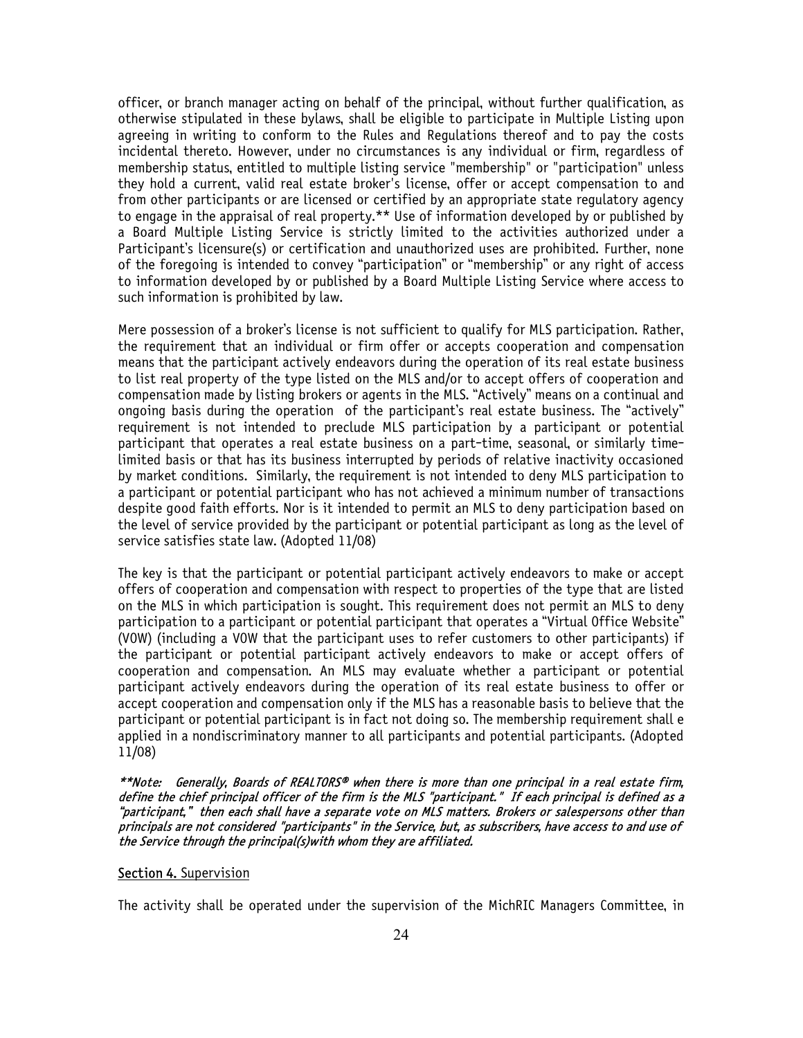officer, or branch manager acting on behalf of the principal, without further qualification, as otherwise stipulated in these bylaws, shall be eligible to participate in Multiple Listing upon agreeing in writing to conform to the Rules and Regulations thereof and to pay the costs incidental thereto. However, under no circumstances is any individual or firm, regardless of membership status, entitled to multiple listing service "membership" or "participation" unless they hold a current, valid real estate broker's license, offer or accept compensation to and from other participants or are licensed or certified by an appropriate state regulatory agency to engage in the appraisal of real property.** Use of information developed by or published by a Board Multiple Listing Service is strictly limited to the activities authorized under a Participant's licensure(s) or certification and unauthorized uses are prohibited. Further, none of the foregoing is intended to convey "participation" or "membership" or any right of access to information developed by or published by a Board Multiple Listing Service where access to such information is prohibited by law.

Mere possession of a broker's license is not sufficient to qualify for MLS participation. Rather, the requirement that an individual or firm offer or accepts cooperation and compensation means that the participant actively endeavors during the operation of its real estate business to list real property of the type listed on the MLS and/or to accept offers of cooperation and compensation made by listing brokers or agents in the MLS. "Actively" means on a continual and ongoing basis during the operation of the participant's real estate business. The "actively" requirement is not intended to preclude MLS participation by a participant or potential participant that operates a real estate business on a part-time, seasonal, or similarly time-limited basis or that has its business interrupted by periods of relative inactivity occasioned by market conditions. Similarly, the requirement is not intended to deny MLS participation to a participant or potential participant who has not achieved a minimum number of transactions despite good faith efforts. Nor is it intended to permit an MLS to deny participation based on the level of service provided by the participant or potential participant as long as the level of service satisfies state law. (Adopted 11/08)

The key is that the participant or potential participant actively endeavors to make or accept offers of cooperation and compensation with respect to properties of the type that are listed on the MLS in which participation is sought. This requirement does not permit an MLS to deny participation to a participant or potential participant that operates a "Virtual Office Website" (VOW) (including a VOW that the participant uses to refer customers to other participants) if the participant or potential participant actively endeavors to make or accept offers of cooperation and compensation. An MLS may evaluate whether a participant or potential participant actively endeavors during the operation of its real estate business to offer or accept cooperation and compensation only if the MLS has a reasonable basis to believe that the participant or potential participant is in fact not doing so. The membership requirement shall e applied in a nondiscriminatory manner to all participants and potential participants. (Adopted 11/08)

***\*\*Note: Generally, Boards of REALTORS® when there is more than one principal in a real estate firm, define the chief principal officer of the firm is the MLS "participant." If each principal is defined as a "participant," then each shall have a separate vote on MLS matters. Brokers or salespersons other than principals are not considered "participants" in the Service, but, as subscribers, have access to and use of the Service through the principal(s)with whom they are affiliated.***

**Section 4.** Supervision

The activity shall be operated under the supervision of the MichRIC Managers Committee, in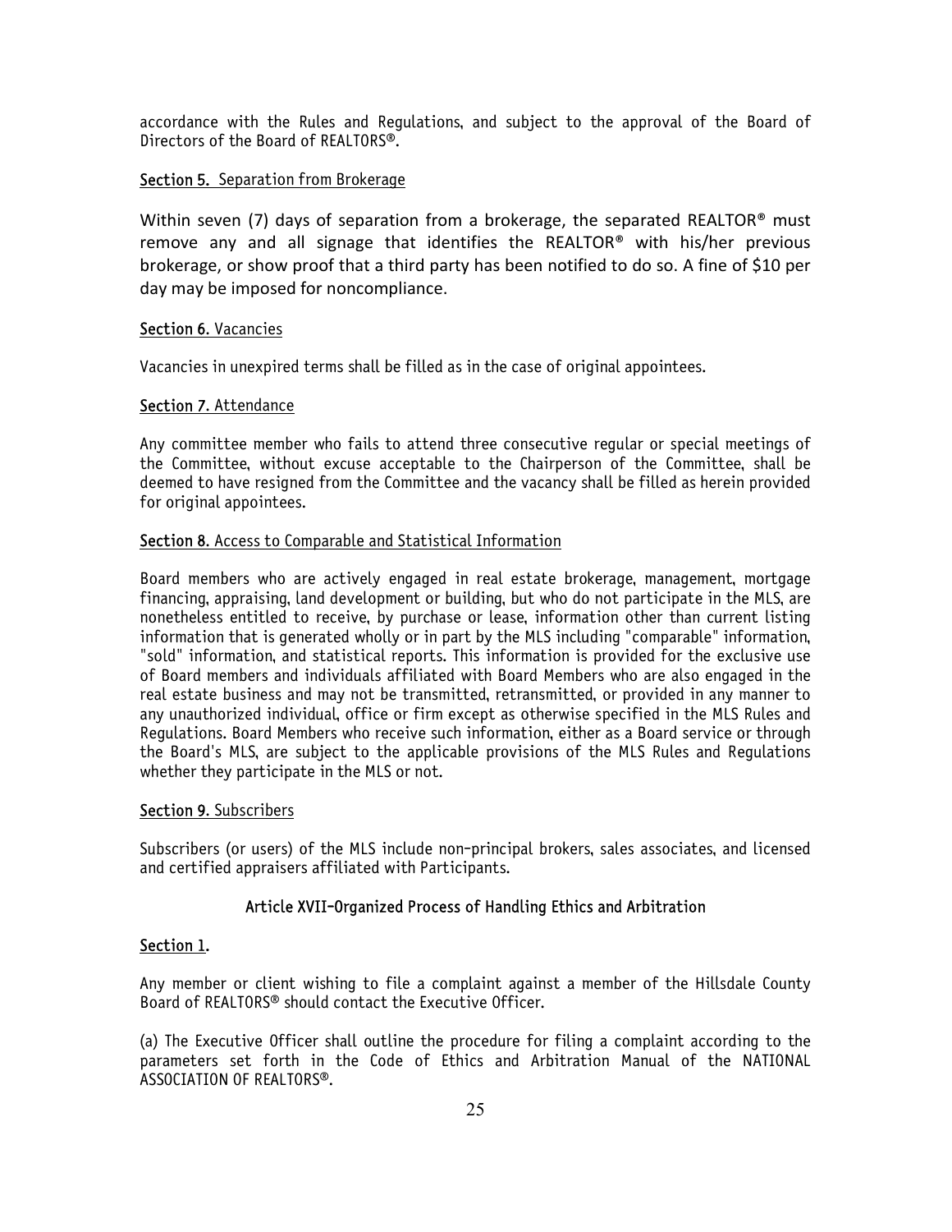accordance with the Rules and Regulations, and subject to the approval of the Board of Directors of the Board of REALTORS®.

**Section 5.** Separation from Brokerage

Within seven (7) days of separation from a brokerage, the separated REALTOR® must remove any and all signage that identifies the REALTOR® with his/her previous brokerage, or show proof that a third party has been notified to do so. A fine of $10 per day may be imposed for noncompliance.

**Section 6.** Vacancies

Vacancies in unexpired terms shall be filled as in the case of original appointees.

**Section 7.** Attendance

Any committee member who fails to attend three consecutive regular or special meetings of the Committee, without excuse acceptable to the Chairperson of the Committee, shall be deemed to have resigned from the Committee and the vacancy shall be filled as herein provided for original appointees.

**Section 8.** Access to Comparable and Statistical Information

Board members who are actively engaged in real estate brokerage, management, mortgage financing, appraising, land development or building, but who do not participate in the MLS, are nonetheless entitled to receive, by purchase or lease, information other than current listing information that is generated wholly or in part by the MLS including "comparable" information, "sold" information, and statistical reports. This information is provided for the exclusive use of Board members and individuals affiliated with Board Members who are also engaged in the real estate business and may not be transmitted, retransmitted, or provided in any manner to any unauthorized individual, office or firm except as otherwise specified in the MLS Rules and Regulations. Board Members who receive such information, either as a Board service or through the Board's MLS, are subject to the applicable provisions of the MLS Rules and Regulations whether they participate in the MLS or not.

**Section 9.** Subscribers

Subscribers (or users) of the MLS include non-principal brokers, sales associates, and licensed and certified appraisers affiliated with Participants.

## Article XVII-Organized Process of Handling Ethics and Arbitration

**Section 1.**

Any member or client wishing to file a complaint against a member of the Hillsdale County Board of REALTORS® should contact the Executive Officer.

(a) The Executive Officer shall outline the procedure for filing a complaint according to the parameters set forth in the Code of Ethics and Arbitration Manual of the NATIONAL ASSOCIATION OF REALTORS®.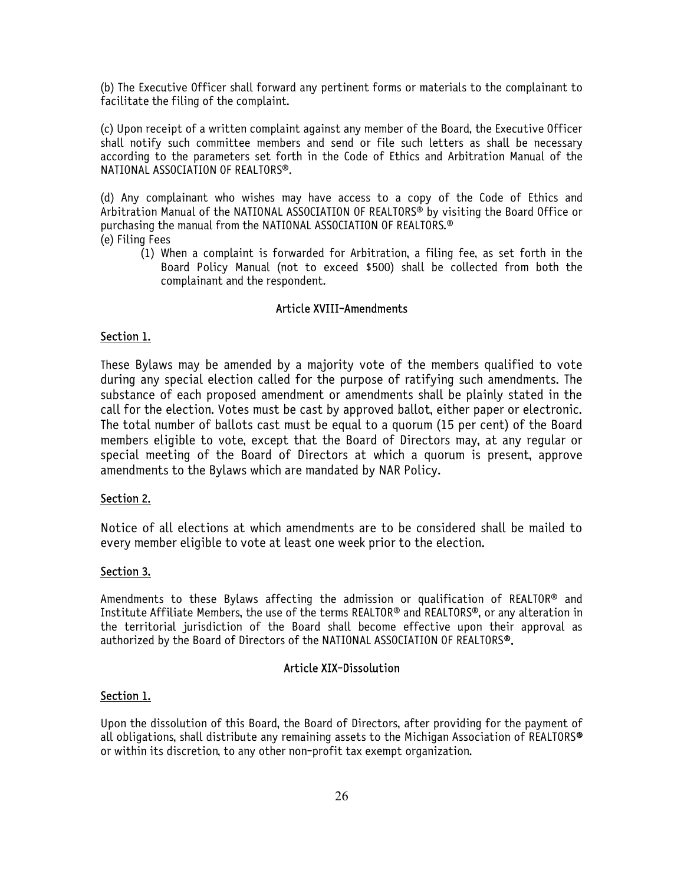(b) The Executive Officer shall forward any pertinent forms or materials to the complainant to facilitate the filing of the complaint.

(c) Upon receipt of a written complaint against any member of the Board, the Executive Officer shall notify such committee members and send or file such letters as shall be necessary according to the parameters set forth in the Code of Ethics and Arbitration Manual of the NATIONAL ASSOCIATION OF REALTORS®.

(d) Any complainant who wishes may have access to a copy of the Code of Ethics and Arbitration Manual of the NATIONAL ASSOCIATION OF REALTORS® by visiting the Board Office or purchasing the manual from the NATIONAL ASSOCIATION OF REALTORS.®

(e) Filing Fees

(1) When a complaint is forwarded for Arbitration, a filing fee, as set forth in the Board Policy Manual (not to exceed $500) shall be collected from both the complainant and the respondent.

## Article XVIII–Amendments

Section 1.

These Bylaws may be amended by a majority vote of the members qualified to vote during any special election called for the purpose of ratifying such amendments. The substance of each proposed amendment or amendments shall be plainly stated in the call for the election. Votes must be cast by approved ballot, either paper or electronic. The total number of ballots cast must be equal to a quorum (15 per cent) of the Board members eligible to vote, except that the Board of Directors may, at any regular or special meeting of the Board of Directors at which a quorum is present, approve amendments to the Bylaws which are mandated by NAR Policy.

Section 2.

Notice of all elections at which amendments are to be considered shall be mailed to every member eligible to vote at least one week prior to the election.

Section 3.

Amendments to these Bylaws affecting the admission or qualification of REALTOR® and Institute Affiliate Members, the use of the terms REALTOR® and REALTORS®, or any alteration in the territorial jurisdiction of the Board shall become effective upon their approval as authorized by the Board of Directors of the NATIONAL ASSOCIATION OF REALTORS®.

## Article XIX–Dissolution

Section 1.

Upon the dissolution of this Board, the Board of Directors, after providing for the payment of all obligations, shall distribute any remaining assets to the Michigan Association of REALTORS® or within its discretion, to any other non-profit tax exempt organization.